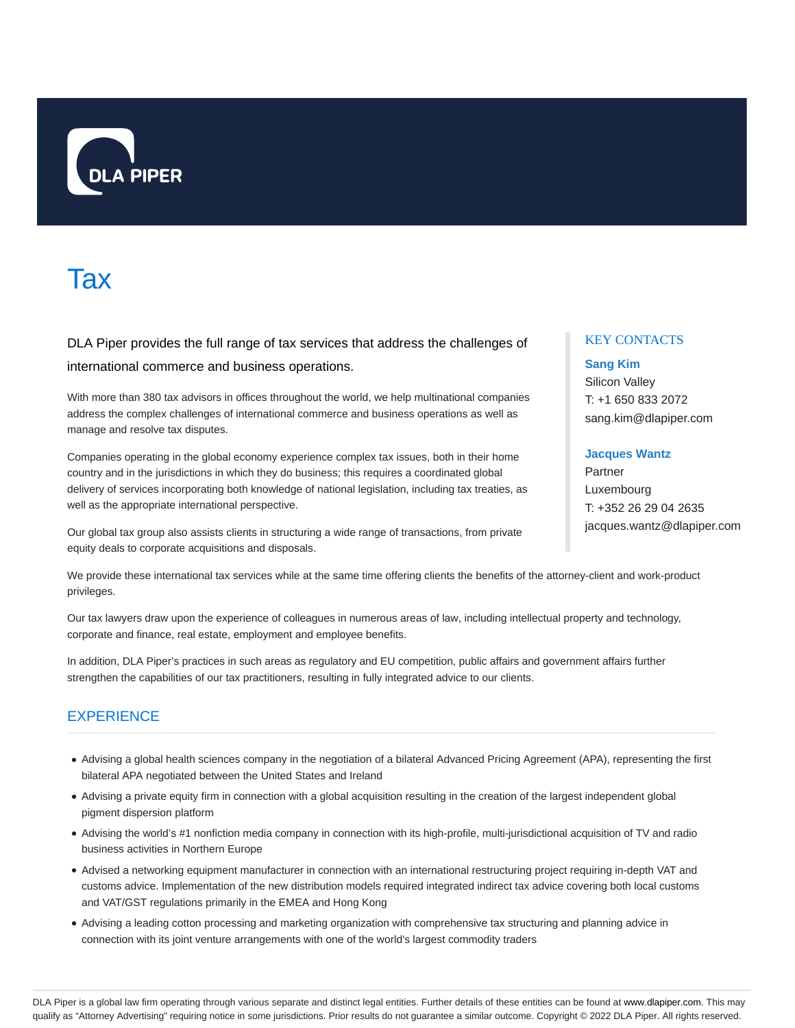DLA PIPER

# Tax

DLA Piper provides the full range of tax services that address the challenges of international commerce and business operations.

With more than 380 tax advisors in offices throughout the world, we help multinational companies address the complex challenges of international commerce and business operations as well as manage and resolve tax disputes.

Companies operating in the global economy experience complex tax issues, both in their home country and in the jurisdictions in which they do business; this requires a coordinated global delivery of services incorporating both knowledge of national legislation, including tax treaties, as well as the appropriate international perspective.

Our global tax group also assists clients in structuring a wide range of transactions, from private equity deals to corporate acquisitions and disposals.

We provide these international tax services while at the same time offering clients the benefits of the attorney-client and work-product privileges.

Our tax lawyers draw upon the experience of colleagues in numerous areas of law, including intellectual property and technology, corporate and finance, real estate, employment and employee benefits.

In addition, DLA Piper's practices in such areas as regulatory and EU competition, public affairs and government affairs further strengthen the capabilities of our tax practitioners, resulting in fully integrated advice to our clients.

### KEY CONTACTS

**Sang Kim**
Silicon Valley
T: +1 650 833 2072
sang.kim@dlapiper.com

**Jacques Wantz**
Partner
Luxembourg
T: +352 26 29 04 2635
jacques.wantz@dlapiper.com

## EXPERIENCE

- Advising a global health sciences company in the negotiation of a bilateral Advanced Pricing Agreement (APA), representing the first bilateral APA negotiated between the United States and Ireland
- Advising a private equity firm in connection with a global acquisition resulting in the creation of the largest independent global pigment dispersion platform
- Advising the world's #1 nonfiction media company in connection with its high-profile, multi-jurisdictional acquisition of TV and radio business activities in Northern Europe
- Advised a networking equipment manufacturer in connection with an international restructuring project requiring in-depth VAT and customs advice. Implementation of the new distribution models required integrated indirect tax advice covering both local customs and VAT/GST regulations primarily in the EMEA and Hong Kong
- Advising a leading cotton processing and marketing organization with comprehensive tax structuring and planning advice in connection with its joint venture arrangements with one of the world's largest commodity traders

DLA Piper is a global law firm operating through various separate and distinct legal entities. Further details of these entities can be found at www.dlapiper.com. This may qualify as "Attorney Advertising" requiring notice in some jurisdictions. Prior results do not guarantee a similar outcome. Copyright © 2022 DLA Piper. All rights reserved.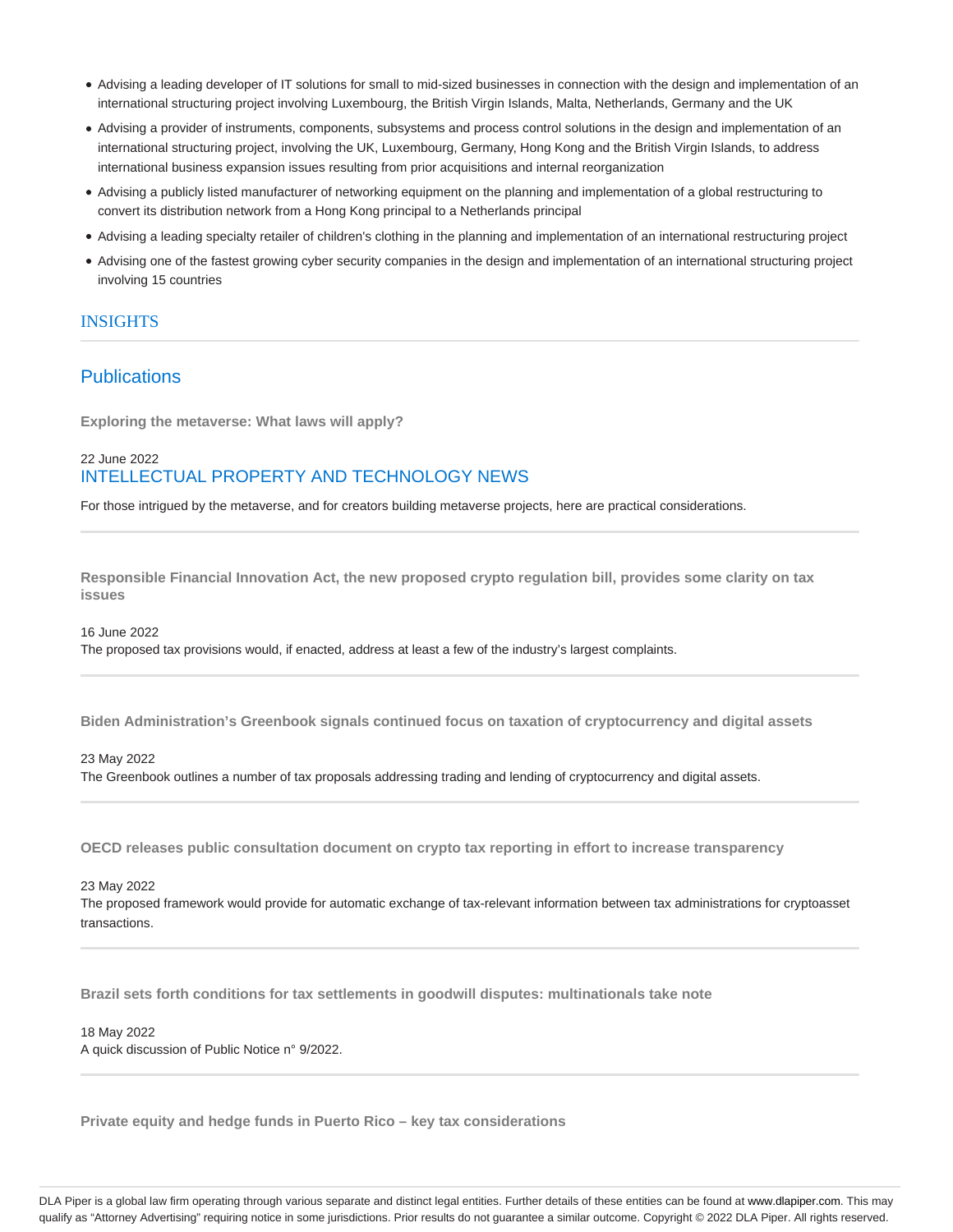- Advising a leading developer of IT solutions for small to mid-sized businesses in connection with the design and implementation of an international structuring project involving Luxembourg, the British Virgin Islands, Malta, Netherlands, Germany and the UK
- Advising a provider of instruments, components, subsystems and process control solutions in the design and implementation of an international structuring project, involving the UK, Luxembourg, Germany, Hong Kong and the British Virgin Islands, to address international business expansion issues resulting from prior acquisitions and internal reorganization
- Advising a publicly listed manufacturer of networking equipment on the planning and implementation of a global restructuring to convert its distribution network from a Hong Kong principal to a Netherlands principal
- Advising a leading specialty retailer of children's clothing in the planning and implementation of an international restructuring project
- Advising one of the fastest growing cyber security companies in the design and implementation of an international structuring project involving 15 countries

## INSIGHTS

## Publications

**Exploring the metaverse: What laws will apply?**

22 June 2022
INTELLECTUAL PROPERTY AND TECHNOLOGY NEWS

For those intrigued by the metaverse, and for creators building metaverse projects, here are practical considerations.

---

**Responsible Financial Innovation Act, the new proposed crypto regulation bill, provides some clarity on tax issues**

16 June 2022
The proposed tax provisions would, if enacted, address at least a few of the industry's largest complaints.

---

**Biden Administration's Greenbook signals continued focus on taxation of cryptocurrency and digital assets**

23 May 2022
The Greenbook outlines a number of tax proposals addressing trading and lending of cryptocurrency and digital assets.

---

**OECD releases public consultation document on crypto tax reporting in effort to increase transparency**

23 May 2022
The proposed framework would provide for automatic exchange of tax-relevant information between tax administrations for cryptoasset transactions.

---

**Brazil sets forth conditions for tax settlements in goodwill disputes: multinationals take note**

18 May 2022
A quick discussion of Public Notice n° 9/2022.

---

**Private equity and hedge funds in Puerto Rico – key tax considerations**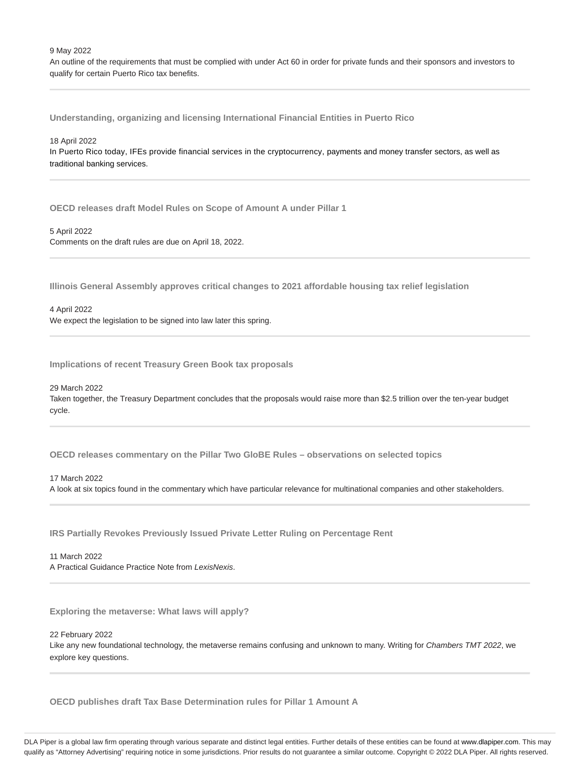9 May 2022

An outline of the requirements that must be complied with under Act 60 in order for private funds and their sponsors and investors to qualify for certain Puerto Rico tax benefits.

---

**Understanding, organizing and licensing International Financial Entities in Puerto Rico**

18 April 2022

In Puerto Rico today, IFEs provide financial services in the cryptocurrency, payments and money transfer sectors, as well as traditional banking services.

---

**OECD releases draft Model Rules on Scope of Amount A under Pillar 1**

5 April 2022

Comments on the draft rules are due on April 18, 2022.

---

**Illinois General Assembly approves critical changes to 2021 affordable housing tax relief legislation**

4 April 2022

We expect the legislation to be signed into law later this spring.

---

**Implications of recent Treasury Green Book tax proposals**

29 March 2022

Taken together, the Treasury Department concludes that the proposals would raise more than $2.5 trillion over the ten-year budget cycle.

---

**OECD releases commentary on the Pillar Two GloBE Rules – observations on selected topics**

17 March 2022

A look at six topics found in the commentary which have particular relevance for multinational companies and other stakeholders.

---

**IRS Partially Revokes Previously Issued Private Letter Ruling on Percentage Rent**

11 March 2022

A Practical Guidance Practice Note from *LexisNexis*.

---

**Exploring the metaverse: What laws will apply?**

22 February 2022

Like any new foundational technology, the metaverse remains confusing and unknown to many. Writing for *Chambers TMT 2022*, we explore key questions.

---

**OECD publishes draft Tax Base Determination rules for Pillar 1 Amount A**

DLA Piper is a global law firm operating through various separate and distinct legal entities. Further details of these entities can be found at www.dlapiper.com. This may qualify as "Attorney Advertising" requiring notice in some jurisdictions. Prior results do not guarantee a similar outcome. Copyright © 2022 DLA Piper. All rights reserved.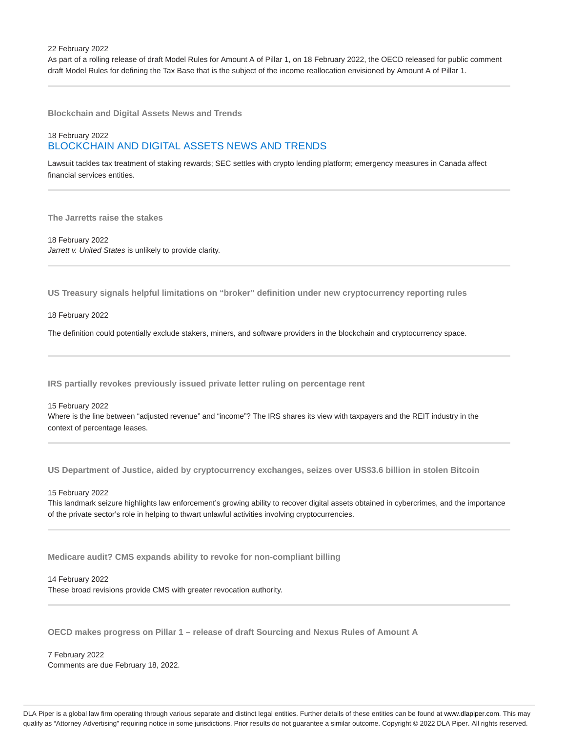22 February 2022

As part of a rolling release of draft Model Rules for Amount A of Pillar 1, on 18 February 2022, the OECD released for public comment draft Model Rules for defining the Tax Base that is the subject of the income reallocation envisioned by Amount A of Pillar 1.

---

### Blockchain and Digital Assets News and Trends

18 February 2022

BLOCKCHAIN AND DIGITAL ASSETS NEWS AND TRENDS

Lawsuit tackles tax treatment of staking rewards; SEC settles with crypto lending platform; emergency measures in Canada affect financial services entities.

---

### The Jarretts raise the stakes

18 February 2022

*Jarrett v. United States* is unlikely to provide clarity.

---

### US Treasury signals helpful limitations on "broker" definition under new cryptocurrency reporting rules

18 February 2022

The definition could potentially exclude stakers, miners, and software providers in the blockchain and cryptocurrency space.

---

### IRS partially revokes previously issued private letter ruling on percentage rent

15 February 2022

Where is the line between "adjusted revenue" and "income"? The IRS shares its view with taxpayers and the REIT industry in the context of percentage leases.

---

### US Department of Justice, aided by cryptocurrency exchanges, seizes over US$3.6 billion in stolen Bitcoin

15 February 2022

This landmark seizure highlights law enforcement's growing ability to recover digital assets obtained in cybercrimes, and the importance of the private sector's role in helping to thwart unlawful activities involving cryptocurrencies.

---

### Medicare audit? CMS expands ability to revoke for non-compliant billing

14 February 2022

These broad revisions provide CMS with greater revocation authority.

---

### OECD makes progress on Pillar 1 – release of draft Sourcing and Nexus Rules of Amount A

7 February 2022

Comments are due February 18, 2022.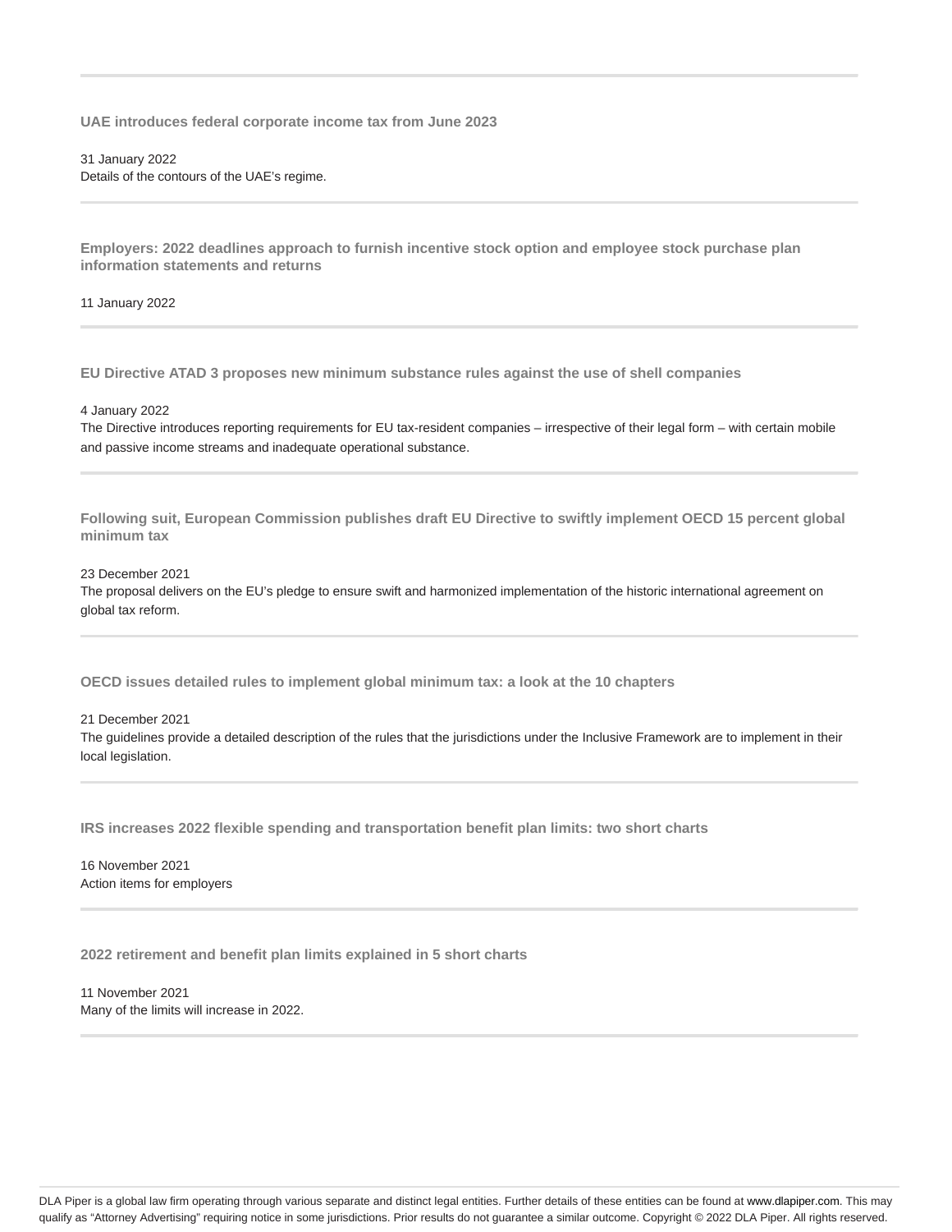**UAE introduces federal corporate income tax from June 2023**

31 January 2022
Details of the contours of the UAE's regime.

---

**Employers: 2022 deadlines approach to furnish incentive stock option and employee stock purchase plan information statements and returns**

11 January 2022

---

**EU Directive ATAD 3 proposes new minimum substance rules against the use of shell companies**

4 January 2022
The Directive introduces reporting requirements for EU tax-resident companies – irrespective of their legal form – with certain mobile and passive income streams and inadequate operational substance.

---

**Following suit, European Commission publishes draft EU Directive to swiftly implement OECD 15 percent global minimum tax**

23 December 2021
The proposal delivers on the EU's pledge to ensure swift and harmonized implementation of the historic international agreement on global tax reform.

---

**OECD issues detailed rules to implement global minimum tax: a look at the 10 chapters**

21 December 2021
The guidelines provide a detailed description of the rules that the jurisdictions under the Inclusive Framework are to implement in their local legislation.

---

**IRS increases 2022 flexible spending and transportation benefit plan limits: two short charts**

16 November 2021
Action items for employers

---

**2022 retirement and benefit plan limits explained in 5 short charts**

11 November 2021
Many of the limits will increase in 2022.

---

DLA Piper is a global law firm operating through various separate and distinct legal entities. Further details of these entities can be found at www.dlapiper.com. This may qualify as "Attorney Advertising" requiring notice in some jurisdictions. Prior results do not guarantee a similar outcome. Copyright © 2022 DLA Piper. All rights reserved.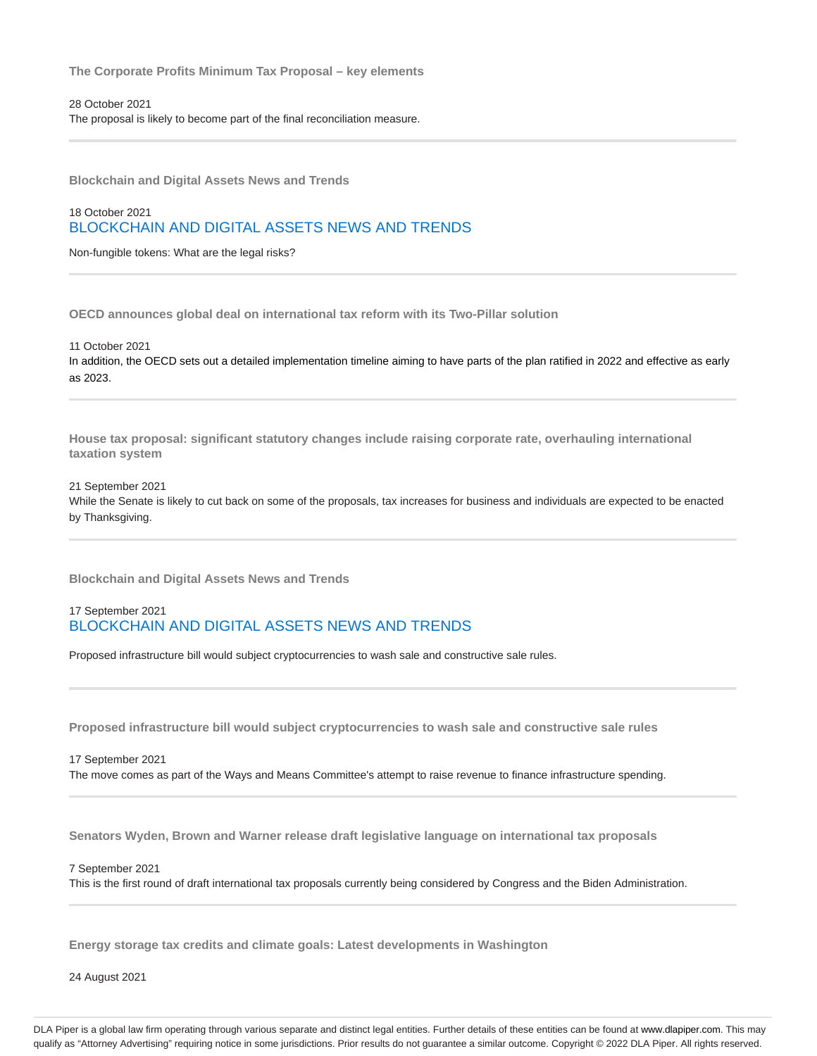### The Corporate Profits Minimum Tax Proposal – key elements

28 October 2021

The proposal is likely to become part of the final reconciliation measure.

---

### Blockchain and Digital Assets News and Trends

18 October 2021

BLOCKCHAIN AND DIGITAL ASSETS NEWS AND TRENDS

Non-fungible tokens: What are the legal risks?

---

### OECD announces global deal on international tax reform with its Two-Pillar solution

11 October 2021

In addition, the OECD sets out a detailed implementation timeline aiming to have parts of the plan ratified in 2022 and effective as early as 2023.

---

### House tax proposal: significant statutory changes include raising corporate rate, overhauling international taxation system

21 September 2021

While the Senate is likely to cut back on some of the proposals, tax increases for business and individuals are expected to be enacted by Thanksgiving.

---

### Blockchain and Digital Assets News and Trends

17 September 2021

BLOCKCHAIN AND DIGITAL ASSETS NEWS AND TRENDS

Proposed infrastructure bill would subject cryptocurrencies to wash sale and constructive sale rules.

---

### Proposed infrastructure bill would subject cryptocurrencies to wash sale and constructive sale rules

17 September 2021

The move comes as part of the Ways and Means Committee's attempt to raise revenue to finance infrastructure spending.

---

### Senators Wyden, Brown and Warner release draft legislative language on international tax proposals

7 September 2021

This is the first round of draft international tax proposals currently being considered by Congress and the Biden Administration.

---

### Energy storage tax credits and climate goals: Latest developments in Washington

24 August 2021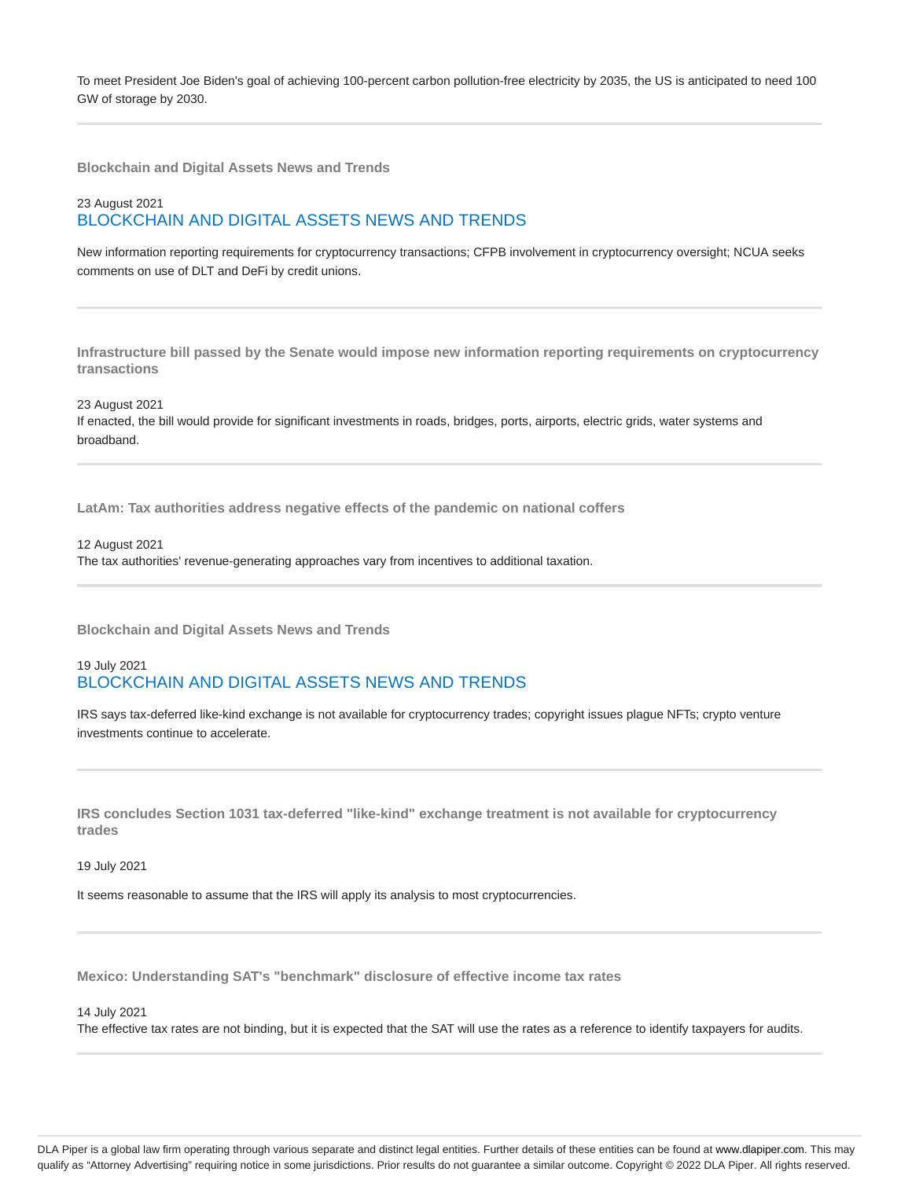To meet President Joe Biden's goal of achieving 100-percent carbon pollution-free electricity by 2035, the US is anticipated to need 100 GW of storage by 2030.

---

**Blockchain and Digital Assets News and Trends**

23 August 2021

## BLOCKCHAIN AND DIGITAL ASSETS NEWS AND TRENDS

New information reporting requirements for cryptocurrency transactions; CFPB involvement in cryptocurrency oversight; NCUA seeks comments on use of DLT and DeFi by credit unions.

---

**Infrastructure bill passed by the Senate would impose new information reporting requirements on cryptocurrency transactions**

23 August 2021

If enacted, the bill would provide for significant investments in roads, bridges, ports, airports, electric grids, water systems and broadband.

---

**LatAm: Tax authorities address negative effects of the pandemic on national coffers**

12 August 2021

The tax authorities' revenue-generating approaches vary from incentives to additional taxation.

---

**Blockchain and Digital Assets News and Trends**

19 July 2021

## BLOCKCHAIN AND DIGITAL ASSETS NEWS AND TRENDS

IRS says tax-deferred like-kind exchange is not available for cryptocurrency trades; copyright issues plague NFTs; crypto venture investments continue to accelerate.

---

**IRS concludes Section 1031 tax-deferred "like-kind" exchange treatment is not available for cryptocurrency trades**

19 July 2021

It seems reasonable to assume that the IRS will apply its analysis to most cryptocurrencies.

---

**Mexico: Understanding SAT's "benchmark" disclosure of effective income tax rates**

14 July 2021

The effective tax rates are not binding, but it is expected that the SAT will use the rates as a reference to identify taxpayers for audits.

---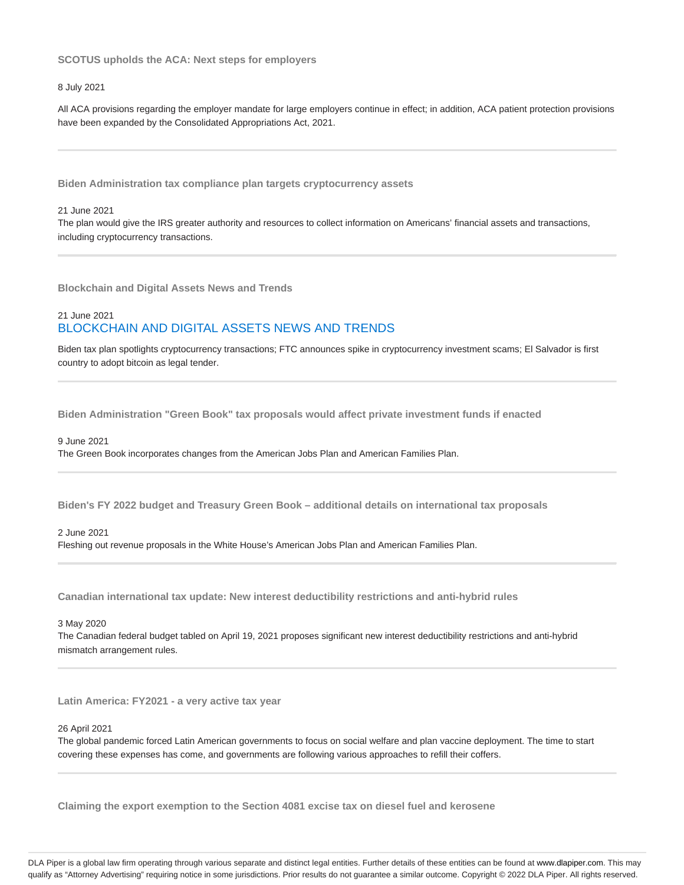### SCOTUS upholds the ACA: Next steps for employers

8 July 2021

All ACA provisions regarding the employer mandate for large employers continue in effect; in addition, ACA patient protection provisions have been expanded by the Consolidated Appropriations Act, 2021.

---

### Biden Administration tax compliance plan targets cryptocurrency assets

21 June 2021

The plan would give the IRS greater authority and resources to collect information on Americans' financial assets and transactions, including cryptocurrency transactions.

---

### Blockchain and Digital Assets News and Trends

21 June 2021

BLOCKCHAIN AND DIGITAL ASSETS NEWS AND TRENDS

Biden tax plan spotlights cryptocurrency transactions; FTC announces spike in cryptocurrency investment scams; El Salvador is first country to adopt bitcoin as legal tender.

---

### Biden Administration "Green Book" tax proposals would affect private investment funds if enacted

9 June 2021

The Green Book incorporates changes from the American Jobs Plan and American Families Plan.

---

### Biden's FY 2022 budget and Treasury Green Book – additional details on international tax proposals

2 June 2021

Fleshing out revenue proposals in the White House's American Jobs Plan and American Families Plan.

---

### Canadian international tax update: New interest deductibility restrictions and anti-hybrid rules

3 May 2020

The Canadian federal budget tabled on April 19, 2021 proposes significant new interest deductibility restrictions and anti-hybrid mismatch arrangement rules.

---

### Latin America: FY2021 - a very active tax year

26 April 2021

The global pandemic forced Latin American governments to focus on social welfare and plan vaccine deployment. The time to start covering these expenses has come, and governments are following various approaches to refill their coffers.

---

### Claiming the export exemption to the Section 4081 excise tax on diesel fuel and kerosene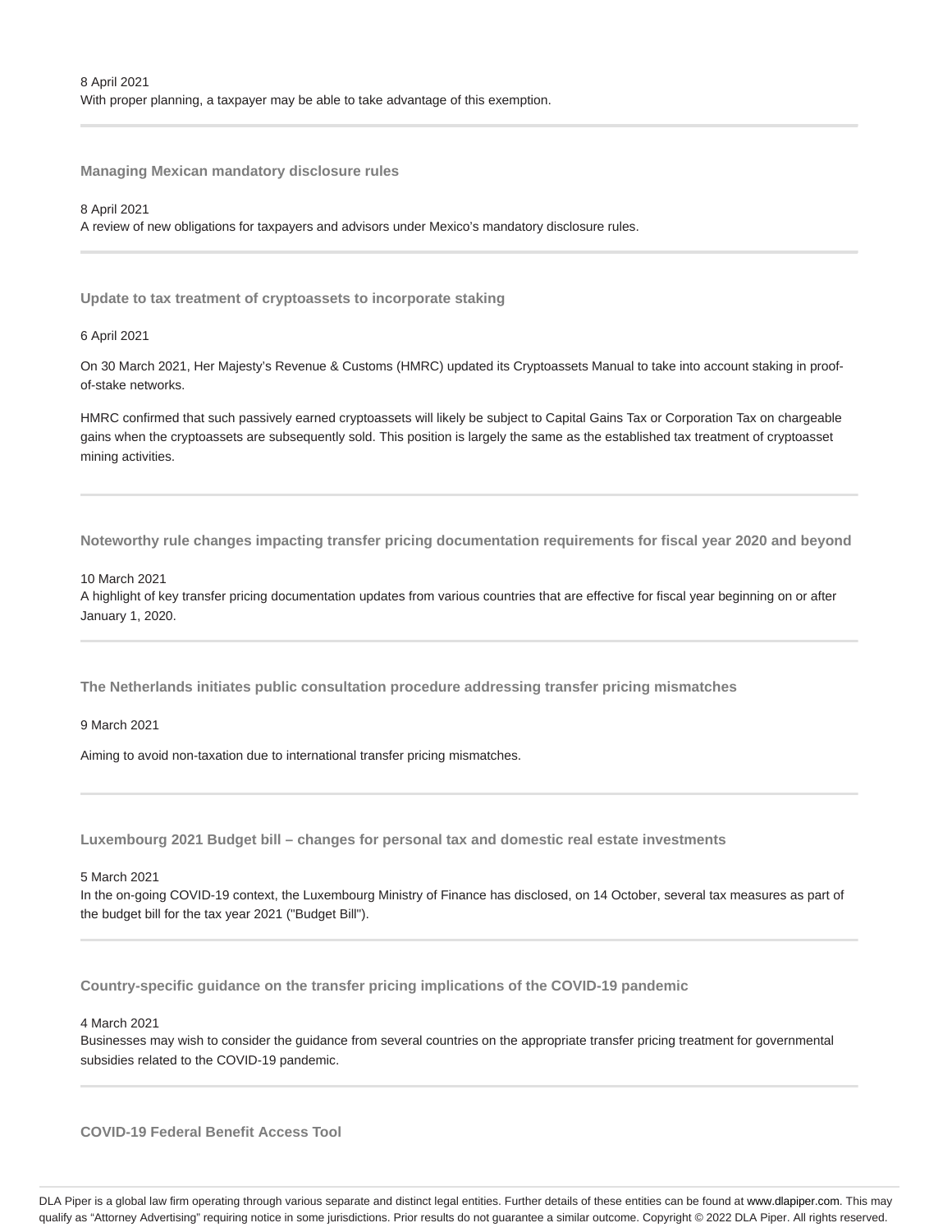8 April 2021
With proper planning, a taxpayer may be able to take advantage of this exemption.

---

### Managing Mexican mandatory disclosure rules

8 April 2021
A review of new obligations for taxpayers and advisors under Mexico's mandatory disclosure rules.

---

### Update to tax treatment of cryptoassets to incorporate staking

6 April 2021

On 30 March 2021, Her Majesty's Revenue & Customs (HMRC) updated its Cryptoassets Manual to take into account staking in proof-of-stake networks.

HMRC confirmed that such passively earned cryptoassets will likely be subject to Capital Gains Tax or Corporation Tax on chargeable gains when the cryptoassets are subsequently sold. This position is largely the same as the established tax treatment of cryptoasset mining activities.

---

### Noteworthy rule changes impacting transfer pricing documentation requirements for fiscal year 2020 and beyond

10 March 2021
A highlight of key transfer pricing documentation updates from various countries that are effective for fiscal year beginning on or after January 1, 2020.

---

### The Netherlands initiates public consultation procedure addressing transfer pricing mismatches

9 March 2021

Aiming to avoid non-taxation due to international transfer pricing mismatches.

---

### Luxembourg 2021 Budget bill – changes for personal tax and domestic real estate investments

5 March 2021
In the on-going COVID-19 context, the Luxembourg Ministry of Finance has disclosed, on 14 October, several tax measures as part of the budget bill for the tax year 2021 ("Budget Bill").

---

### Country-specific guidance on the transfer pricing implications of the COVID-19 pandemic

4 March 2021
Businesses may wish to consider the guidance from several countries on the appropriate transfer pricing treatment for governmental subsidies related to the COVID-19 pandemic.

---

### COVID-19 Federal Benefit Access Tool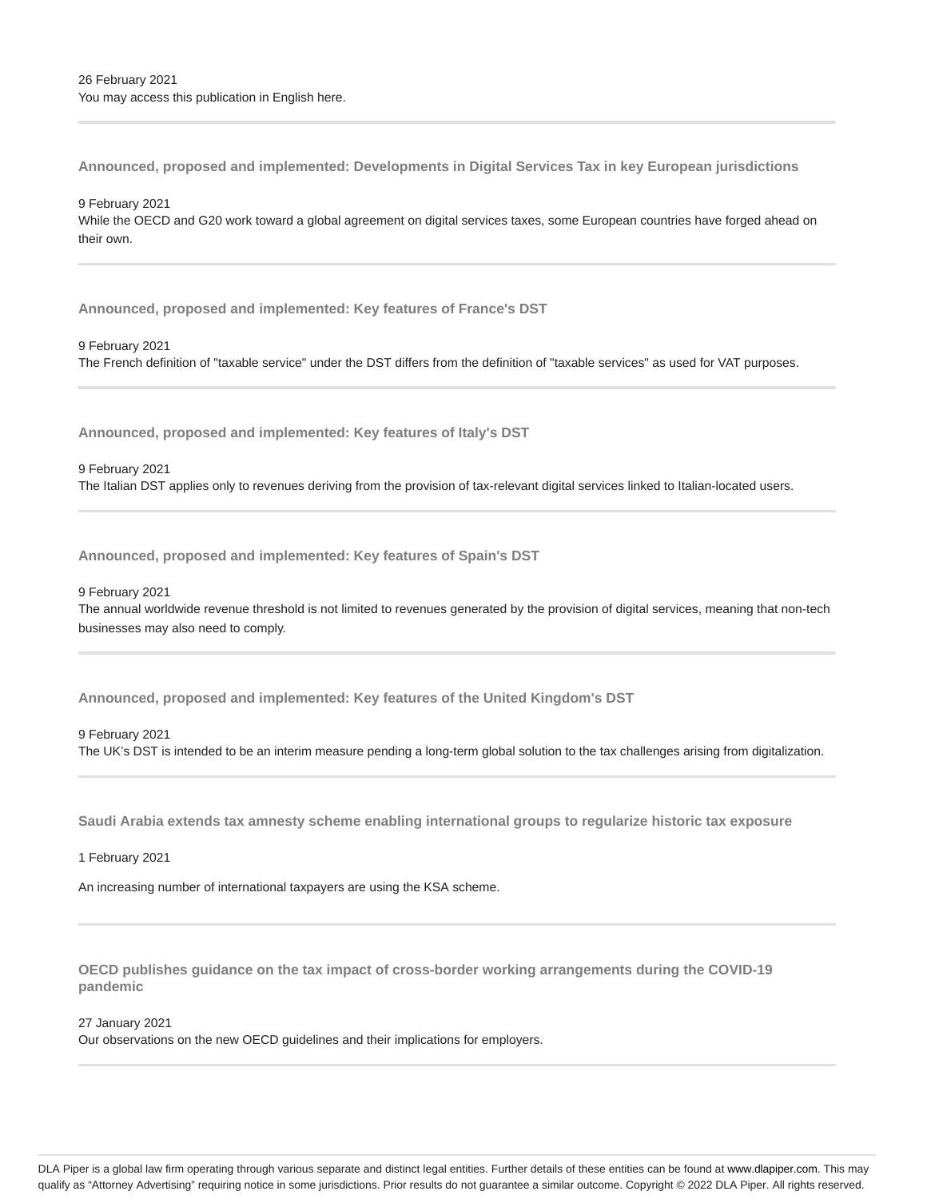26 February 2021
You may access this publication in English here.

---

### Announced, proposed and implemented: Developments in Digital Services Tax in key European jurisdictions

9 February 2021
While the OECD and G20 work toward a global agreement on digital services taxes, some European countries have forged ahead on their own.

---

### Announced, proposed and implemented: Key features of France's DST

9 February 2021
The French definition of "taxable service" under the DST differs from the definition of "taxable services" as used for VAT purposes.

---

### Announced, proposed and implemented: Key features of Italy's DST

9 February 2021
The Italian DST applies only to revenues deriving from the provision of tax-relevant digital services linked to Italian-located users.

---

### Announced, proposed and implemented: Key features of Spain's DST

9 February 2021
The annual worldwide revenue threshold is not limited to revenues generated by the provision of digital services, meaning that non-tech businesses may also need to comply.

---

### Announced, proposed and implemented: Key features of the United Kingdom's DST

9 February 2021
The UK's DST is intended to be an interim measure pending a long-term global solution to the tax challenges arising from digitalization.

---

### Saudi Arabia extends tax amnesty scheme enabling international groups to regularize historic tax exposure

1 February 2021

An increasing number of international taxpayers are using the KSA scheme.

---

### OECD publishes guidance on the tax impact of cross-border working arrangements during the COVID-19 pandemic

27 January 2021
Our observations on the new OECD guidelines and their implications for employers.

---

DLA Piper is a global law firm operating through various separate and distinct legal entities. Further details of these entities can be found at www.dlapiper.com. This may qualify as "Attorney Advertising" requiring notice in some jurisdictions. Prior results do not guarantee a similar outcome. Copyright © 2022 DLA Piper. All rights reserved.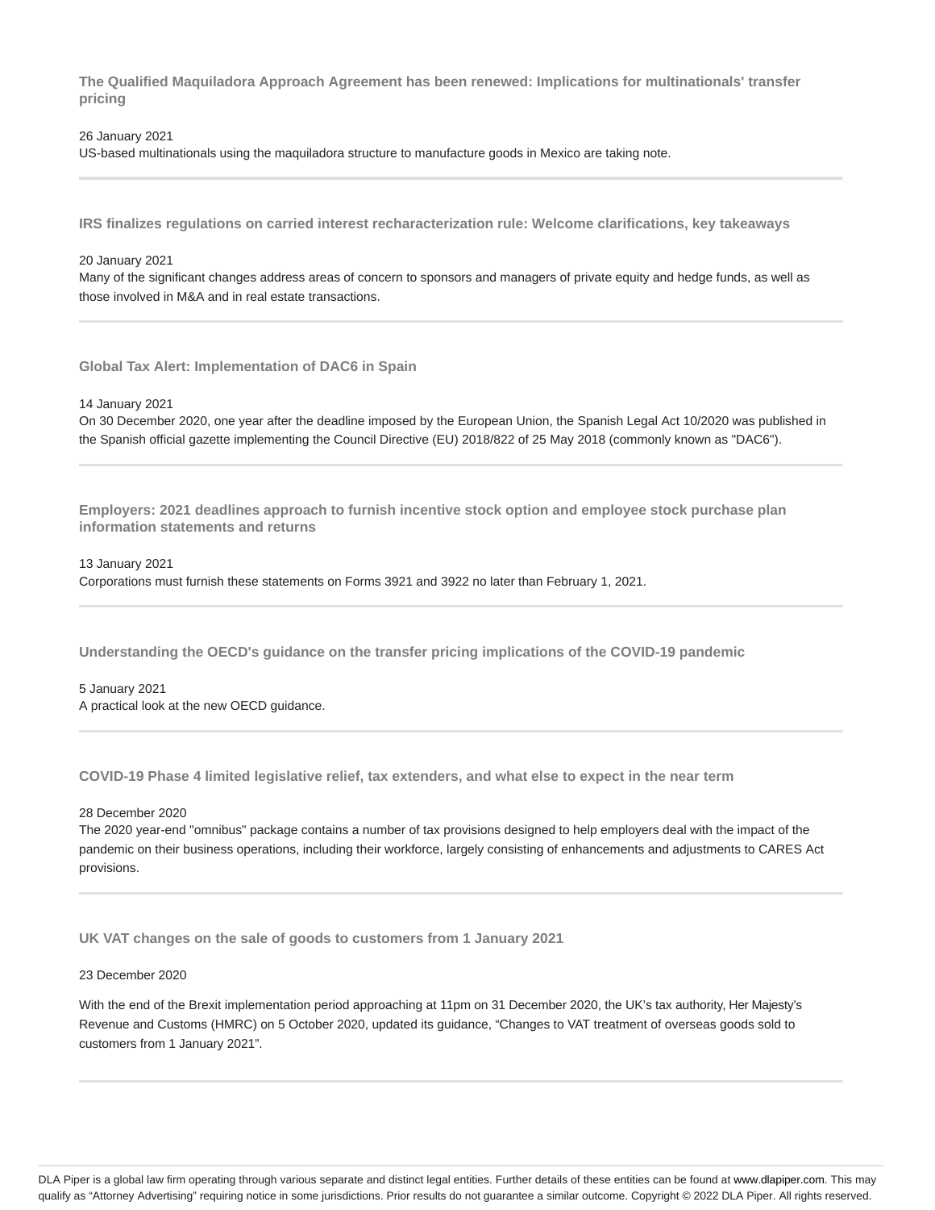### The Qualified Maquiladora Approach Agreement has been renewed: Implications for multinationals' transfer pricing

26 January 2021

US-based multinationals using the maquiladora structure to manufacture goods in Mexico are taking note.

---

### IRS finalizes regulations on carried interest recharacterization rule: Welcome clarifications, key takeaways

20 January 2021

Many of the significant changes address areas of concern to sponsors and managers of private equity and hedge funds, as well as those involved in M&A and in real estate transactions.

---

### Global Tax Alert: Implementation of DAC6 in Spain

14 January 2021

On 30 December 2020, one year after the deadline imposed by the European Union, the Spanish Legal Act 10/2020 was published in the Spanish official gazette implementing the Council Directive (EU) 2018/822 of 25 May 2018 (commonly known as "DAC6").

---

### Employers: 2021 deadlines approach to furnish incentive stock option and employee stock purchase plan information statements and returns

13 January 2021

Corporations must furnish these statements on Forms 3921 and 3922 no later than February 1, 2021.

---

### Understanding the OECD's guidance on the transfer pricing implications of the COVID-19 pandemic

5 January 2021

A practical look at the new OECD guidance.

---

### COVID-19 Phase 4 limited legislative relief, tax extenders, and what else to expect in the near term

28 December 2020

The 2020 year-end "omnibus" package contains a number of tax provisions designed to help employers deal with the impact of the pandemic on their business operations, including their workforce, largely consisting of enhancements and adjustments to CARES Act provisions.

---

### UK VAT changes on the sale of goods to customers from 1 January 2021

23 December 2020

With the end of the Brexit implementation period approaching at 11pm on 31 December 2020, the UK's tax authority, Her Majesty's Revenue and Customs (HMRC) on 5 October 2020, updated its guidance, "Changes to VAT treatment of overseas goods sold to customers from 1 January 2021".

---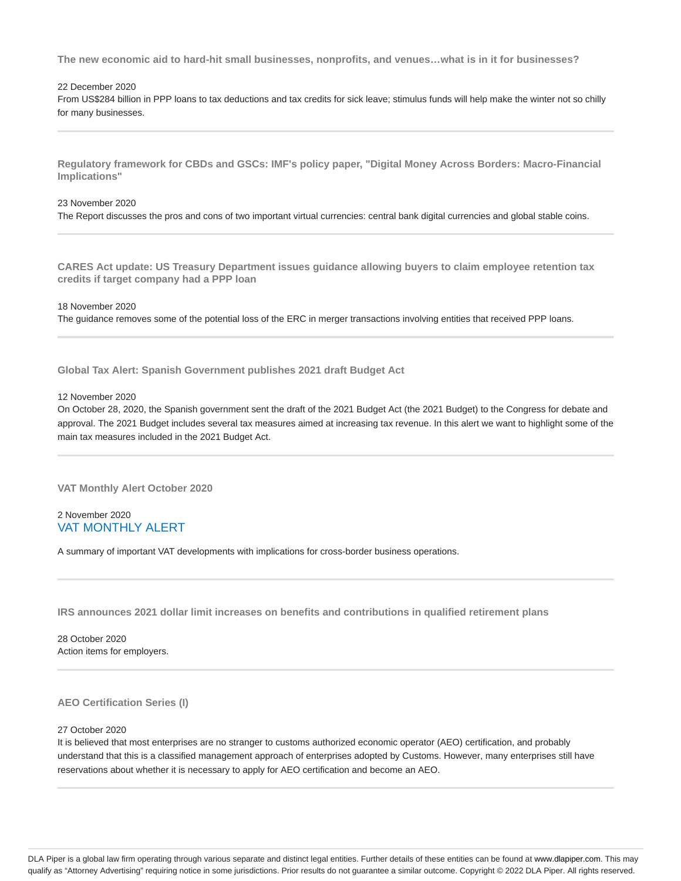### The new economic aid to hard-hit small businesses, nonprofits, and venues…what is in it for businesses?

22 December 2020

From US$284 billion in PPP loans to tax deductions and tax credits for sick leave; stimulus funds will help make the winter not so chilly for many businesses.

---

### Regulatory framework for CBDs and GSCs: IMF's policy paper, "Digital Money Across Borders: Macro-Financial Implications"

23 November 2020

The Report discusses the pros and cons of two important virtual currencies: central bank digital currencies and global stable coins.

---

### CARES Act update: US Treasury Department issues guidance allowing buyers to claim employee retention tax credits if target company had a PPP loan

18 November 2020

The guidance removes some of the potential loss of the ERC in merger transactions involving entities that received PPP loans.

---

### Global Tax Alert: Spanish Government publishes 2021 draft Budget Act

12 November 2020

On October 28, 2020, the Spanish government sent the draft of the 2021 Budget Act (the 2021 Budget) to the Congress for debate and approval. The 2021 Budget includes several tax measures aimed at increasing tax revenue. In this alert we want to highlight some of the main tax measures included in the 2021 Budget Act.

---

### VAT Monthly Alert October 2020

2 November 2020

VAT MONTHLY ALERT

A summary of important VAT developments with implications for cross-border business operations.

---

### IRS announces 2021 dollar limit increases on benefits and contributions in qualified retirement plans

28 October 2020

Action items for employers.

---

### AEO Certification Series (I)

27 October 2020

It is believed that most enterprises are no stranger to customs authorized economic operator (AEO) certification, and probably understand that this is a classified management approach of enterprises adopted by Customs. However, many enterprises still have reservations about whether it is necessary to apply for AEO certification and become an AEO.

---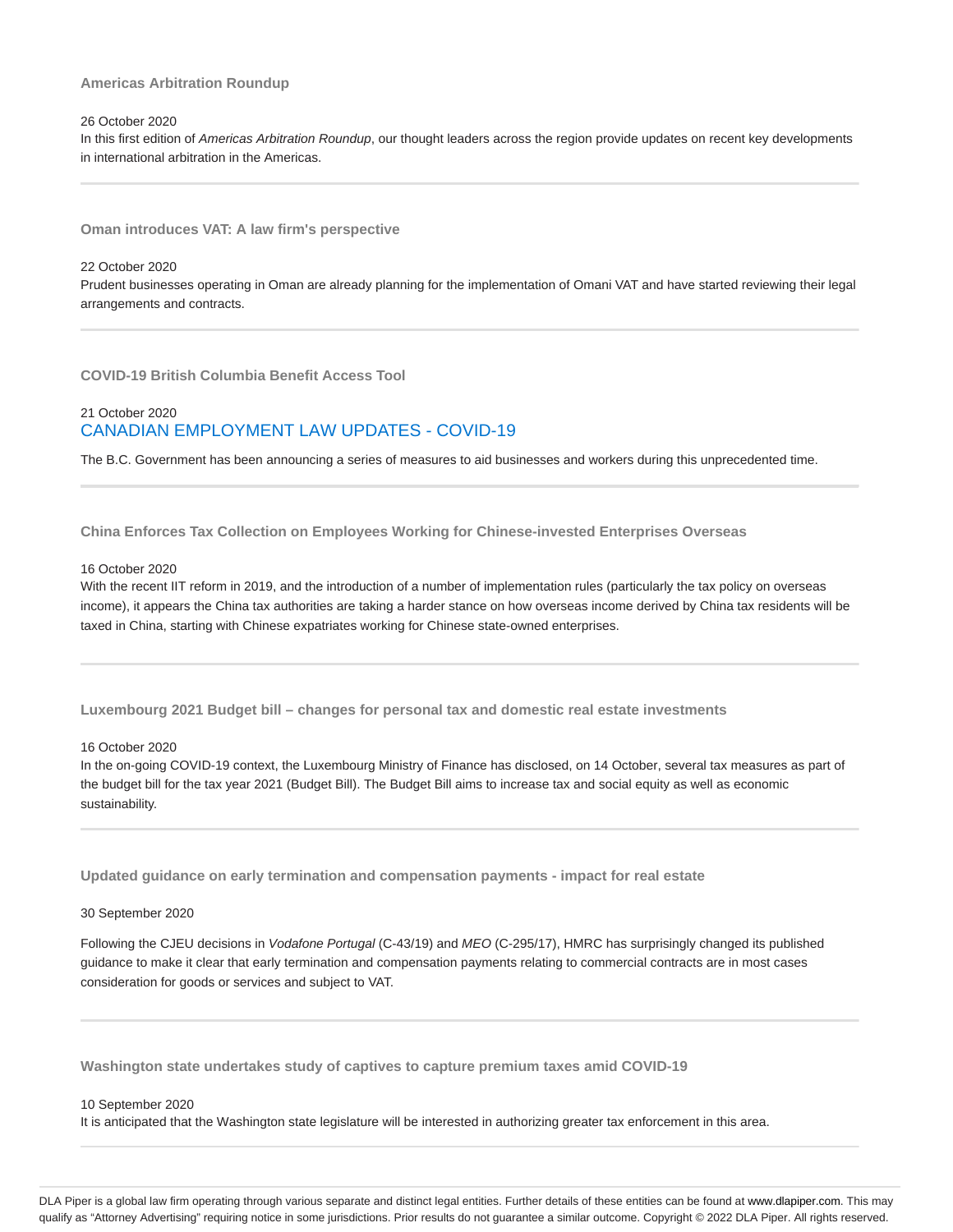### Americas Arbitration Roundup

26 October 2020

In this first edition of *Americas Arbitration Roundup*, our thought leaders across the region provide updates on recent key developments in international arbitration in the Americas.

---

### Oman introduces VAT: A law firm's perspective

22 October 2020

Prudent businesses operating in Oman are already planning for the implementation of Omani VAT and have started reviewing their legal arrangements and contracts.

---

### COVID-19 British Columbia Benefit Access Tool

21 October 2020

CANADIAN EMPLOYMENT LAW UPDATES - COVID-19

The B.C. Government has been announcing a series of measures to aid businesses and workers during this unprecedented time.

---

### China Enforces Tax Collection on Employees Working for Chinese-invested Enterprises Overseas

16 October 2020

With the recent IIT reform in 2019, and the introduction of a number of implementation rules (particularly the tax policy on overseas income), it appears the China tax authorities are taking a harder stance on how overseas income derived by China tax residents will be taxed in China, starting with Chinese expatriates working for Chinese state-owned enterprises.

---

### Luxembourg 2021 Budget bill – changes for personal tax and domestic real estate investments

16 October 2020

In the on-going COVID-19 context, the Luxembourg Ministry of Finance has disclosed, on 14 October, several tax measures as part of the budget bill for the tax year 2021 (Budget Bill). The Budget Bill aims to increase tax and social equity as well as economic sustainability.

---

### Updated guidance on early termination and compensation payments - impact for real estate

30 September 2020

Following the CJEU decisions in *Vodafone Portugal* (C-43/19) and *MEO* (C-295/17), HMRC has surprisingly changed its published guidance to make it clear that early termination and compensation payments relating to commercial contracts are in most cases consideration for goods or services and subject to VAT.

---

### Washington state undertakes study of captives to capture premium taxes amid COVID-19

10 September 2020

It is anticipated that the Washington state legislature will be interested in authorizing greater tax enforcement in this area.

---

DLA Piper is a global law firm operating through various separate and distinct legal entities. Further details of these entities can be found at www.dlapiper.com. This may qualify as "Attorney Advertising" requiring notice in some jurisdictions. Prior results do not guarantee a similar outcome. Copyright © 2022 DLA Piper. All rights reserved.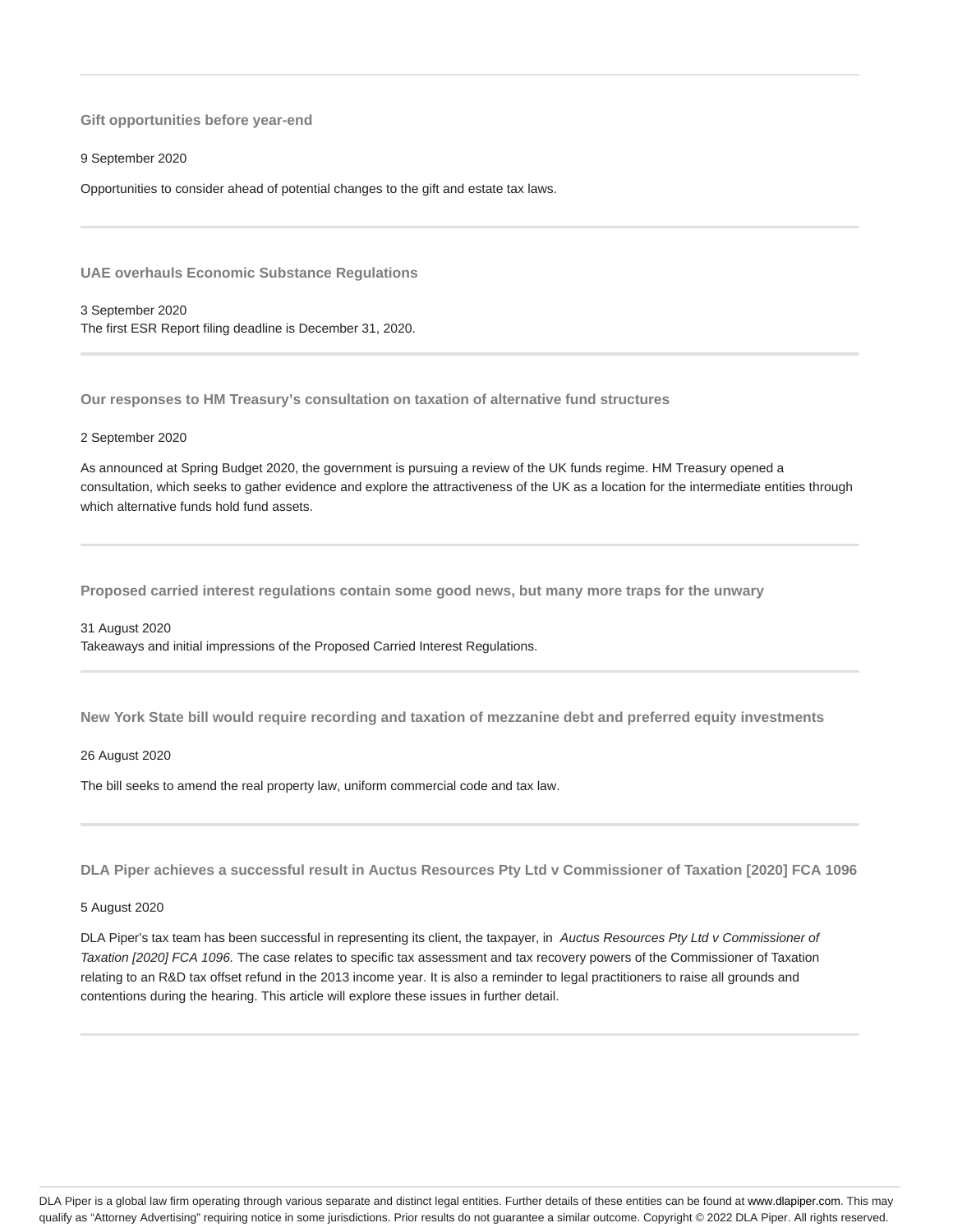### Gift opportunities before year-end

9 September 2020

Opportunities to consider ahead of potential changes to the gift and estate tax laws.

---

### UAE overhauls Economic Substance Regulations

3 September 2020

The first ESR Report filing deadline is December 31, 2020.

---

### Our responses to HM Treasury's consultation on taxation of alternative fund structures

2 September 2020

As announced at Spring Budget 2020, the government is pursuing a review of the UK funds regime. HM Treasury opened a consultation, which seeks to gather evidence and explore the attractiveness of the UK as a location for the intermediate entities through which alternative funds hold fund assets.

---

### Proposed carried interest regulations contain some good news, but many more traps for the unwary

31 August 2020

Takeaways and initial impressions of the Proposed Carried Interest Regulations.

---

### New York State bill would require recording and taxation of mezzanine debt and preferred equity investments

26 August 2020

The bill seeks to amend the real property law, uniform commercial code and tax law.

---

### DLA Piper achieves a successful result in Auctus Resources Pty Ltd v Commissioner of Taxation [2020] FCA 1096

5 August 2020

DLA Piper's tax team has been successful in representing its client, the taxpayer, in *Auctus Resources Pty Ltd v Commissioner of Taxation [2020] FCA 1096.* The case relates to specific tax assessment and tax recovery powers of the Commissioner of Taxation relating to an R&D tax offset refund in the 2013 income year. It is also a reminder to legal practitioners to raise all grounds and contentions during the hearing. This article will explore these issues in further detail.

---

DLA Piper is a global law firm operating through various separate and distinct legal entities. Further details of these entities can be found at www.dlapiper.com. This may qualify as "Attorney Advertising" requiring notice in some jurisdictions. Prior results do not guarantee a similar outcome. Copyright © 2022 DLA Piper. All rights reserved.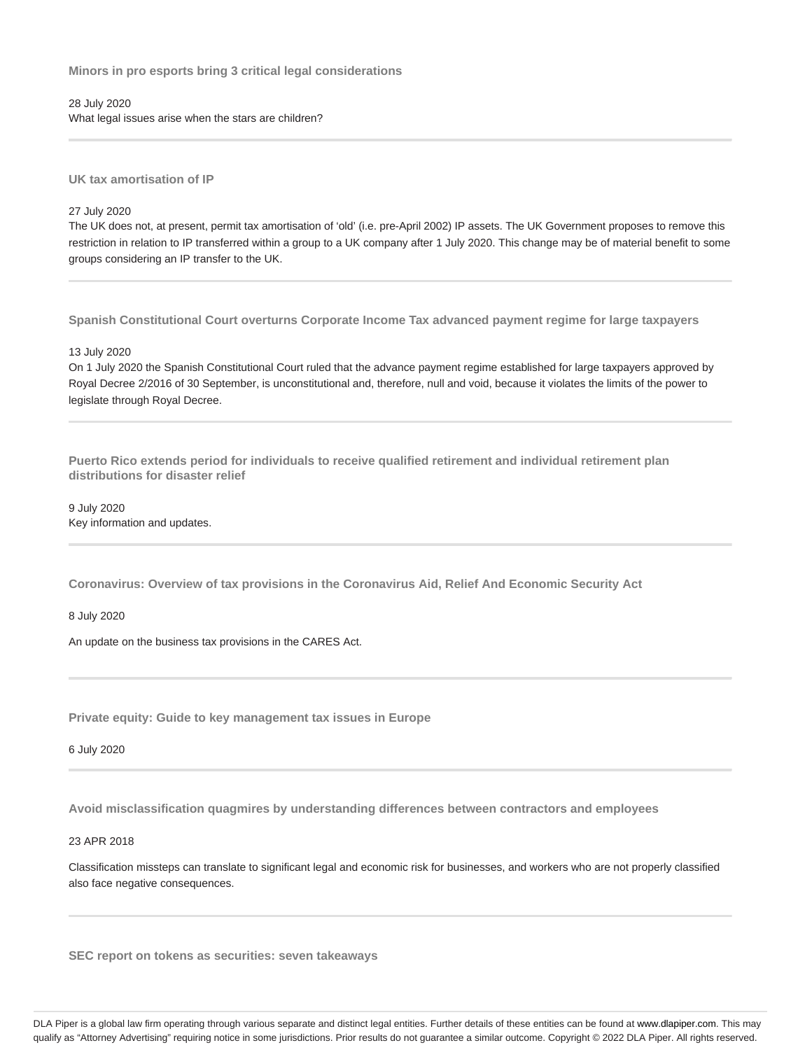### Minors in pro esports bring 3 critical legal considerations

28 July 2020
What legal issues arise when the stars are children?

---

### UK tax amortisation of IP

27 July 2020
The UK does not, at present, permit tax amortisation of 'old' (i.e. pre-April 2002) IP assets. The UK Government proposes to remove this restriction in relation to IP transferred within a group to a UK company after 1 July 2020. This change may be of material benefit to some groups considering an IP transfer to the UK.

---

### Spanish Constitutional Court overturns Corporate Income Tax advanced payment regime for large taxpayers

13 July 2020
On 1 July 2020 the Spanish Constitutional Court ruled that the advance payment regime established for large taxpayers approved by Royal Decree 2/2016 of 30 September, is unconstitutional and, therefore, null and void, because it violates the limits of the power to legislate through Royal Decree.

---

### Puerto Rico extends period for individuals to receive qualified retirement and individual retirement plan distributions for disaster relief

9 July 2020
Key information and updates.

---

### Coronavirus: Overview of tax provisions in the Coronavirus Aid, Relief And Economic Security Act

8 July 2020

An update on the business tax provisions in the CARES Act.

---

### Private equity: Guide to key management tax issues in Europe

6 July 2020

---

### Avoid misclassification quagmires by understanding differences between contractors and employees

23 APR 2018

Classification missteps can translate to significant legal and economic risk for businesses, and workers who are not properly classified also face negative consequences.

---

### SEC report on tokens as securities: seven takeaways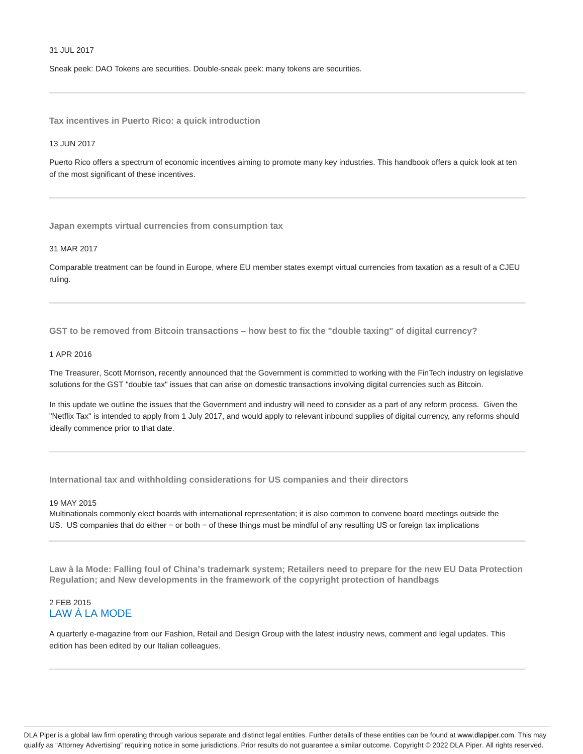31 JUL 2017

Sneak peek: DAO Tokens are securities. Double-sneak peek: many tokens are securities.

---

### Tax incentives in Puerto Rico: a quick introduction

13 JUN 2017

Puerto Rico offers a spectrum of economic incentives aiming to promote many key industries. This handbook offers a quick look at ten of the most significant of these incentives.

---

### Japan exempts virtual currencies from consumption tax

31 MAR 2017

Comparable treatment can be found in Europe, where EU member states exempt virtual currencies from taxation as a result of a CJEU ruling.

---

### GST to be removed from Bitcoin transactions – how best to fix the "double taxing" of digital currency?

1 APR 2016

The Treasurer, Scott Morrison, recently announced that the Government is committed to working with the FinTech industry on legislative solutions for the GST "double tax" issues that can arise on domestic transactions involving digital currencies such as Bitcoin.

In this update we outline the issues that the Government and industry will need to consider as a part of any reform process. Given the "Netflix Tax" is intended to apply from 1 July 2017, and would apply to relevant inbound supplies of digital currency, any reforms should ideally commence prior to that date.

---

### International tax and withholding considerations for US companies and their directors

19 MAY 2015

Multinationals commonly elect boards with international representation; it is also common to convene board meetings outside the US. US companies that do either − or both − of these things must be mindful of any resulting US or foreign tax implications

---

### Law à la Mode: Falling foul of China's trademark system; Retailers need to prepare for the new EU Data Protection Regulation; and New developments in the framework of the copyright protection of handbags

2 FEB 2015

LAW À LA MODE

A quarterly e-magazine from our Fashion, Retail and Design Group with the latest industry news, comment and legal updates. This edition has been edited by our Italian colleagues.

---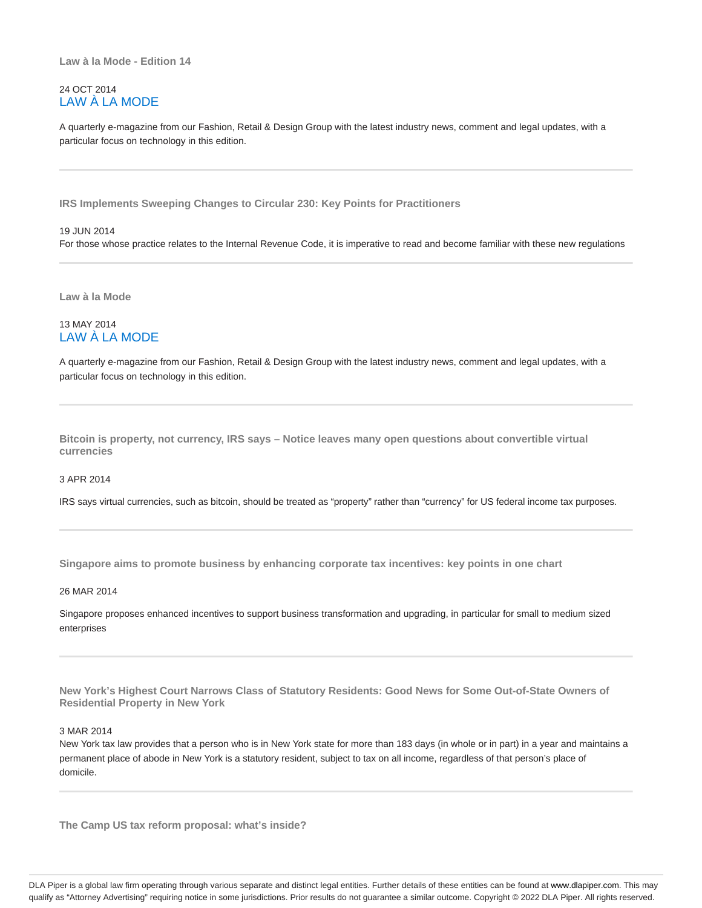**Law à la Mode - Edition 14**

24 OCT 2014
LAW À LA MODE

A quarterly e-magazine from our Fashion, Retail & Design Group with the latest industry news, comment and legal updates, with a particular focus on technology in this edition.

---

**IRS Implements Sweeping Changes to Circular 230: Key Points for Practitioners**

19 JUN 2014
For those whose practice relates to the Internal Revenue Code, it is imperative to read and become familiar with these new regulations

---

**Law à la Mode**

13 MAY 2014
LAW À LA MODE

A quarterly e-magazine from our Fashion, Retail & Design Group with the latest industry news, comment and legal updates, with a particular focus on technology in this edition.

---

**Bitcoin is property, not currency, IRS says – Notice leaves many open questions about convertible virtual currencies**

3 APR 2014

IRS says virtual currencies, such as bitcoin, should be treated as "property" rather than "currency" for US federal income tax purposes.

---

**Singapore aims to promote business by enhancing corporate tax incentives: key points in one chart**

26 MAR 2014

Singapore proposes enhanced incentives to support business transformation and upgrading, in particular for small to medium sized enterprises

---

**New York's Highest Court Narrows Class of Statutory Residents: Good News for Some Out-of-State Owners of Residential Property in New York**

3 MAR 2014
New York tax law provides that a person who is in New York state for more than 183 days (in whole or in part) in a year and maintains a permanent place of abode in New York is a statutory resident, subject to tax on all income, regardless of that person's place of domicile.

---

**The Camp US tax reform proposal: what's inside?**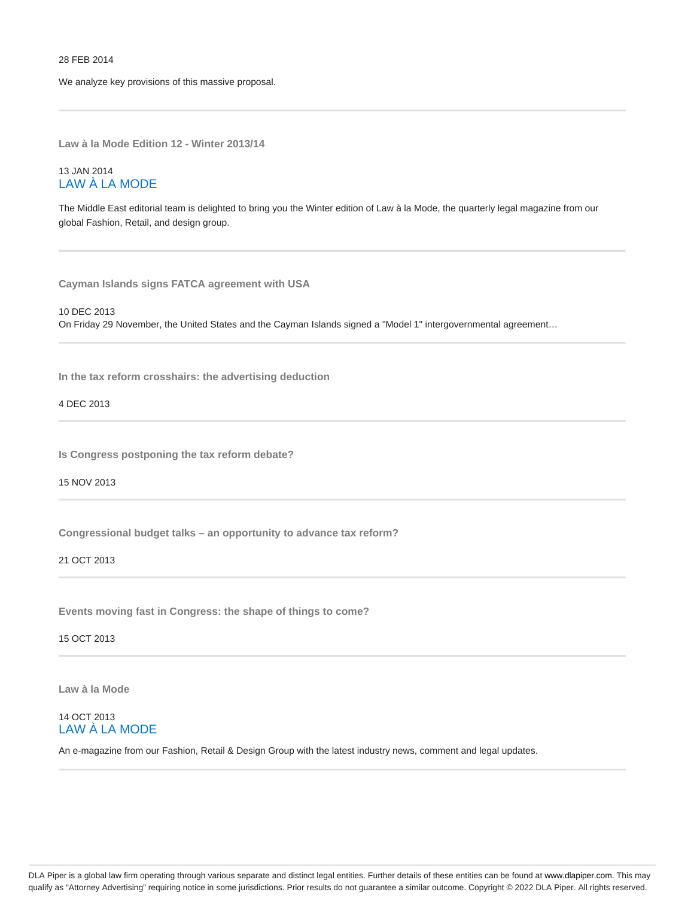28 FEB 2014

We analyze key provisions of this massive proposal.

---

**Law à la Mode Edition 12 - Winter 2013/14**

13 JAN 2014

LAW À LA MODE

The Middle East editorial team is delighted to bring you the Winter edition of Law à la Mode, the quarterly legal magazine from our global Fashion, Retail, and design group.

---

**Cayman Islands signs FATCA agreement with USA**

10 DEC 2013

On Friday 29 November, the United States and the Cayman Islands signed a "Model 1" intergovernmental agreement…

---

**In the tax reform crosshairs: the advertising deduction**

4 DEC 2013

---

**Is Congress postponing the tax reform debate?**

15 NOV 2013

---

**Congressional budget talks – an opportunity to advance tax reform?**

21 OCT 2013

---

**Events moving fast in Congress: the shape of things to come?**

15 OCT 2013

---

**Law à la Mode**

14 OCT 2013

LAW À LA MODE

An e-magazine from our Fashion, Retail & Design Group with the latest industry news, comment and legal updates.

---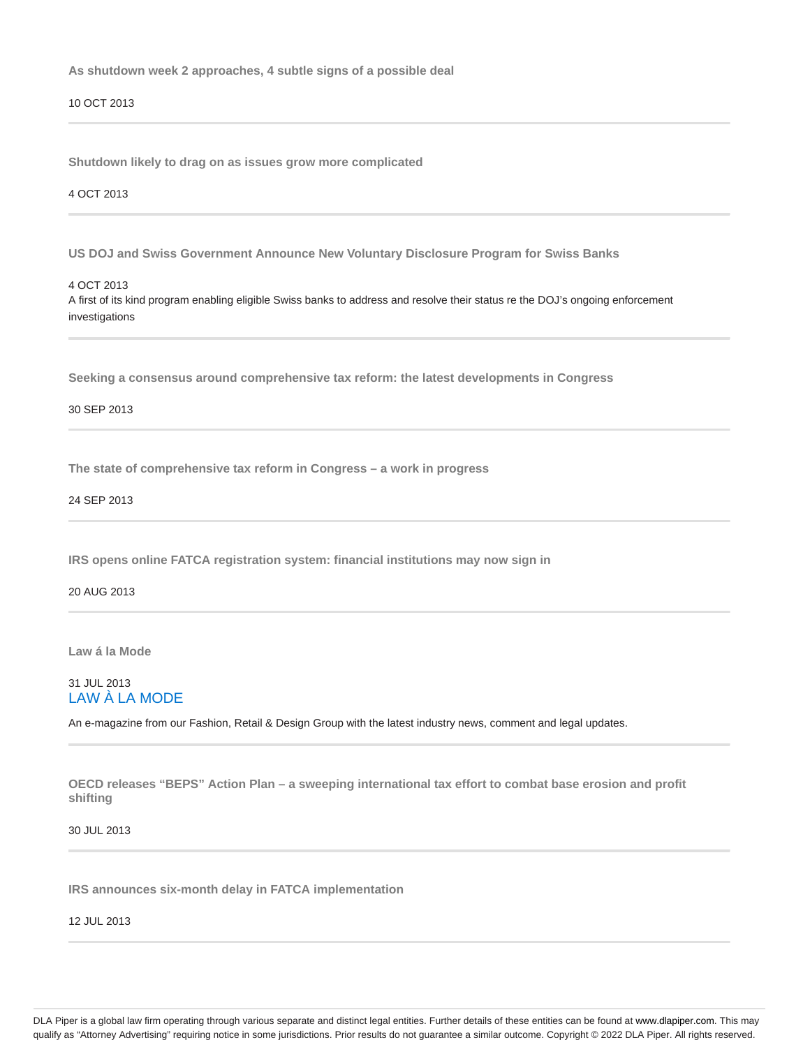**As shutdown week 2 approaches, 4 subtle signs of a possible deal**

10 OCT 2013

---

**Shutdown likely to drag on as issues grow more complicated**

4 OCT 2013

---

**US DOJ and Swiss Government Announce New Voluntary Disclosure Program for Swiss Banks**

4 OCT 2013

A first of its kind program enabling eligible Swiss banks to address and resolve their status re the DOJ's ongoing enforcement investigations

---

**Seeking a consensus around comprehensive tax reform: the latest developments in Congress**

30 SEP 2013

---

**The state of comprehensive tax reform in Congress – a work in progress**

24 SEP 2013

---

**IRS opens online FATCA registration system: financial institutions may now sign in**

20 AUG 2013

---

**Law á la Mode**

31 JUL 2013

LAW À LA MODE

An e-magazine from our Fashion, Retail & Design Group with the latest industry news, comment and legal updates.

---

**OECD releases "BEPS" Action Plan – a sweeping international tax effort to combat base erosion and profit shifting**

30 JUL 2013

---

**IRS announces six-month delay in FATCA implementation**

12 JUL 2013

---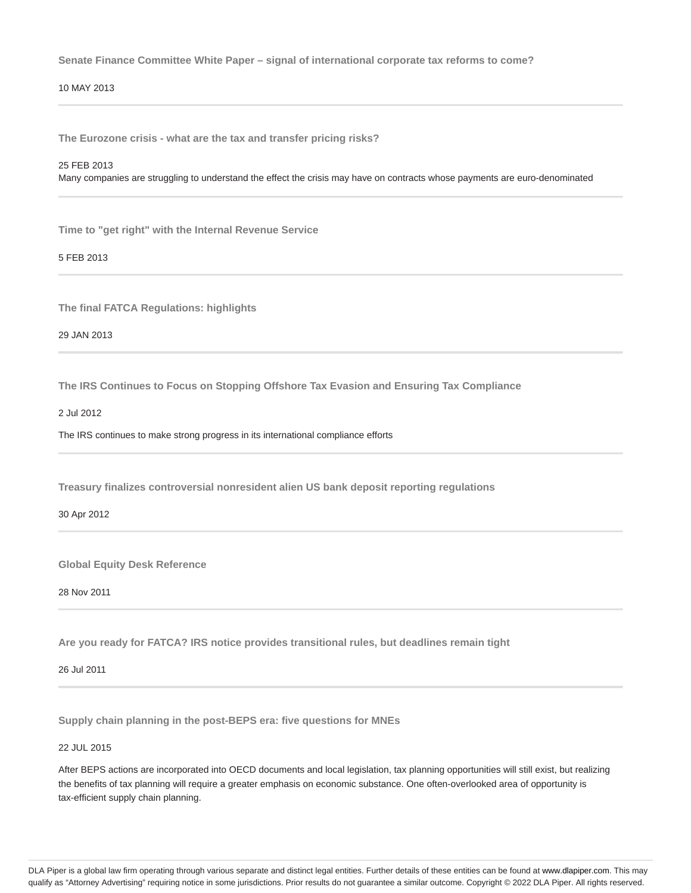**Senate Finance Committee White Paper – signal of international corporate tax reforms to come?**

10 MAY 2013

---

**The Eurozone crisis - what are the tax and transfer pricing risks?**

25 FEB 2013

Many companies are struggling to understand the effect the crisis may have on contracts whose payments are euro-denominated

---

**Time to "get right" with the Internal Revenue Service**

5 FEB 2013

---

**The final FATCA Regulations: highlights**

29 JAN 2013

---

**The IRS Continues to Focus on Stopping Offshore Tax Evasion and Ensuring Tax Compliance**

2 Jul 2012

The IRS continues to make strong progress in its international compliance efforts

---

**Treasury finalizes controversial nonresident alien US bank deposit reporting regulations**

30 Apr 2012

---

**Global Equity Desk Reference**

28 Nov 2011

---

**Are you ready for FATCA? IRS notice provides transitional rules, but deadlines remain tight**

26 Jul 2011

---

**Supply chain planning in the post-BEPS era: five questions for MNEs**

22 JUL 2015

After BEPS actions are incorporated into OECD documents and local legislation, tax planning opportunities will still exist, but realizing the benefits of tax planning will require a greater emphasis on economic substance. One often-overlooked area of opportunity is tax-efficient supply chain planning.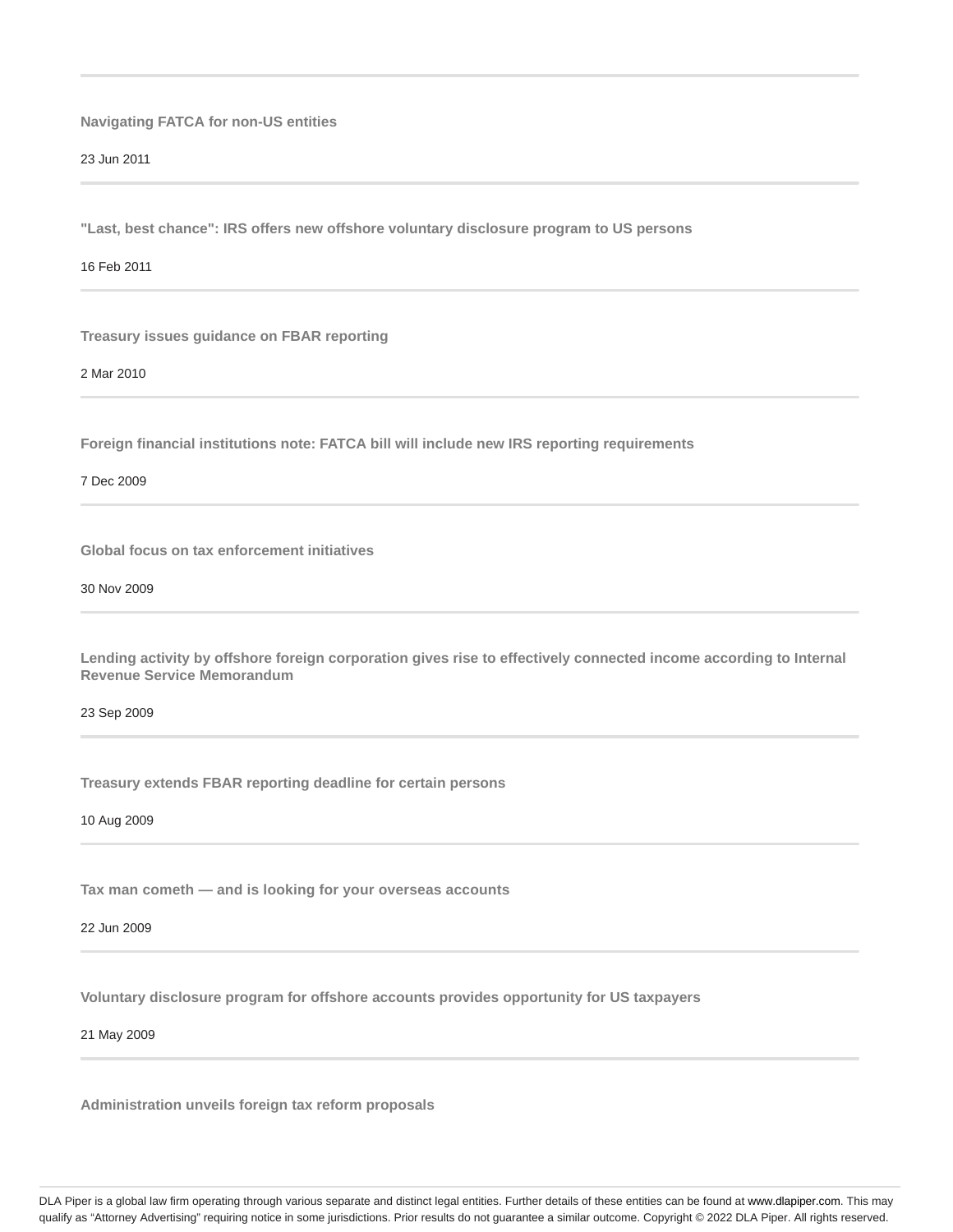**Navigating FATCA for non-US entities**

23 Jun 2011

**"Last, best chance": IRS offers new offshore voluntary disclosure program to US persons**

16 Feb 2011

**Treasury issues guidance on FBAR reporting**

2 Mar 2010

**Foreign financial institutions note: FATCA bill will include new IRS reporting requirements**

7 Dec 2009

**Global focus on tax enforcement initiatives**

30 Nov 2009

**Lending activity by offshore foreign corporation gives rise to effectively connected income according to Internal Revenue Service Memorandum**

23 Sep 2009

**Treasury extends FBAR reporting deadline for certain persons**

10 Aug 2009

**Tax man cometh — and is looking for your overseas accounts**

22 Jun 2009

**Voluntary disclosure program for offshore accounts provides opportunity for US taxpayers**

21 May 2009

**Administration unveils foreign tax reform proposals**

DLA Piper is a global law firm operating through various separate and distinct legal entities. Further details of these entities can be found at www.dlapiper.com. This may qualify as "Attorney Advertising" requiring notice in some jurisdictions. Prior results do not guarantee a similar outcome. Copyright © 2022 DLA Piper. All rights reserved.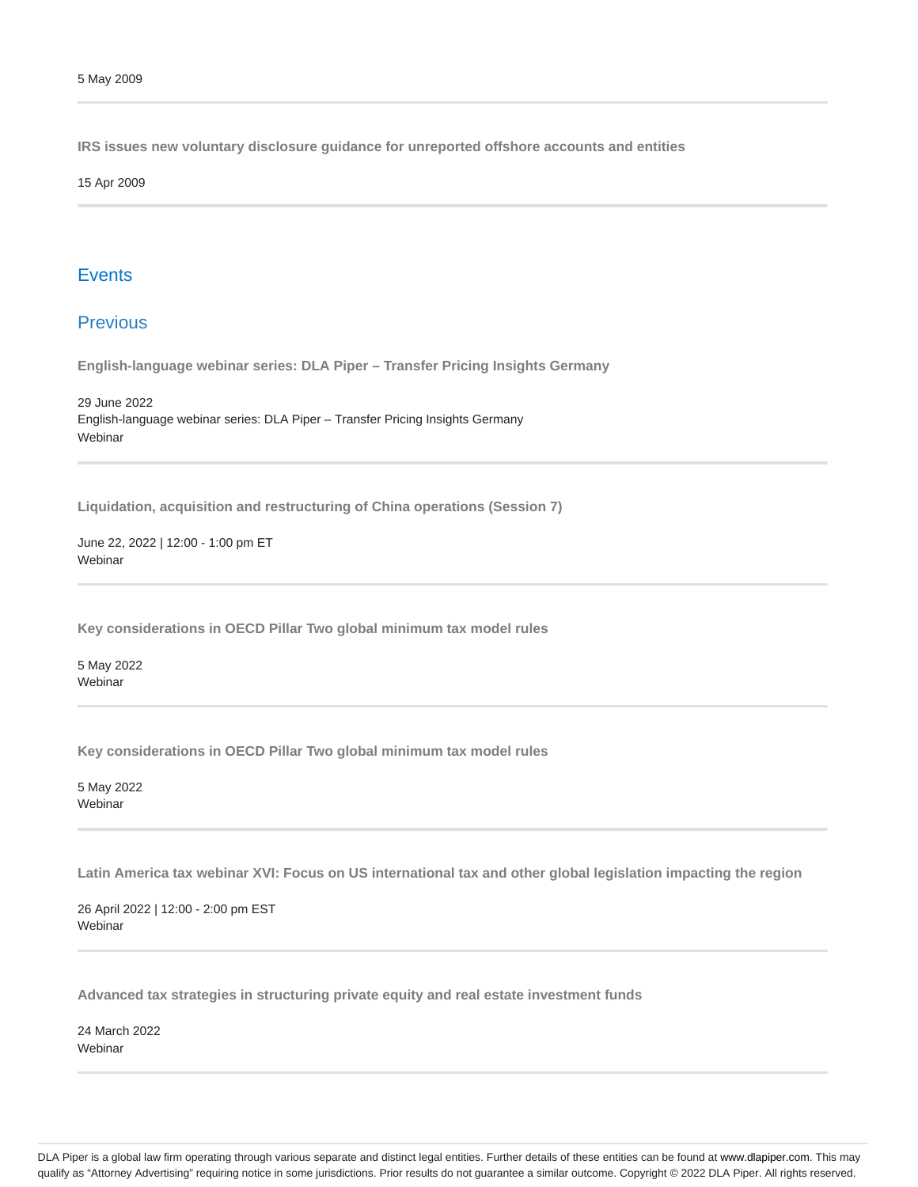5 May 2009

**IRS issues new voluntary disclosure guidance for unreported offshore accounts and entities**

15 Apr 2009

## Events

## Previous

**English-language webinar series: DLA Piper – Transfer Pricing Insights Germany**

29 June 2022
English-language webinar series: DLA Piper – Transfer Pricing Insights Germany
Webinar

**Liquidation, acquisition and restructuring of China operations (Session 7)**

June 22, 2022 | 12:00 - 1:00 pm ET
Webinar

**Key considerations in OECD Pillar Two global minimum tax model rules**

5 May 2022
Webinar

**Key considerations in OECD Pillar Two global minimum tax model rules**

5 May 2022
Webinar

**Latin America tax webinar XVI: Focus on US international tax and other global legislation impacting the region**

26 April 2022 | 12:00 - 2:00 pm EST
Webinar

**Advanced tax strategies in structuring private equity and real estate investment funds**

24 March 2022
Webinar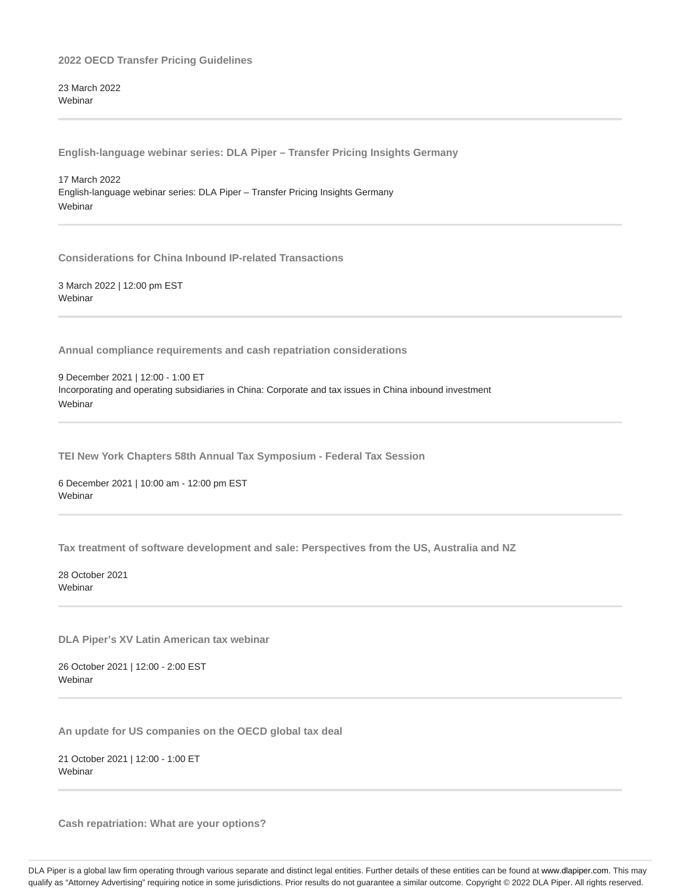**2022 OECD Transfer Pricing Guidelines**

23 March 2022
Webinar

---

**English-language webinar series: DLA Piper – Transfer Pricing Insights Germany**

17 March 2022
English-language webinar series: DLA Piper – Transfer Pricing Insights Germany
Webinar

---

**Considerations for China Inbound IP-related Transactions**

3 March 2022 | 12:00 pm EST
Webinar

---

**Annual compliance requirements and cash repatriation considerations**

9 December 2021 | 12:00 - 1:00 ET
Incorporating and operating subsidiaries in China: Corporate and tax issues in China inbound investment
Webinar

---

**TEI New York Chapters 58th Annual Tax Symposium - Federal Tax Session**

6 December 2021 | 10:00 am - 12:00 pm EST
Webinar

---

**Tax treatment of software development and sale: Perspectives from the US, Australia and NZ**

28 October 2021
Webinar

---

**DLA Piper's XV Latin American tax webinar**

26 October 2021 | 12:00 - 2:00 EST
Webinar

---

**An update for US companies on the OECD global tax deal**

21 October 2021 | 12:00 - 1:00 ET
Webinar

---

**Cash repatriation: What are your options?**

DLA Piper is a global law firm operating through various separate and distinct legal entities. Further details of these entities can be found at www.dlapiper.com. This may qualify as "Attorney Advertising" requiring notice in some jurisdictions. Prior results do not guarantee a similar outcome. Copyright © 2022 DLA Piper. All rights reserved.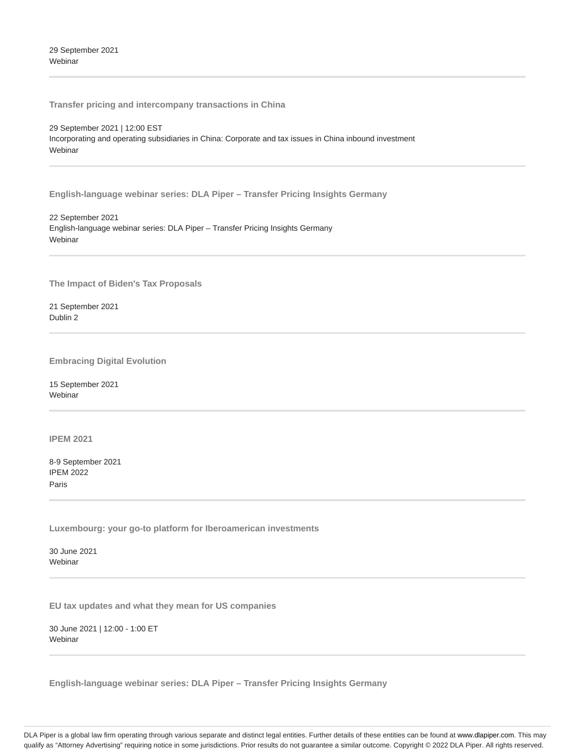29 September 2021
Webinar

---

**Transfer pricing and intercompany transactions in China**

29 September 2021 | 12:00 EST
Incorporating and operating subsidiaries in China: Corporate and tax issues in China inbound investment
Webinar

---

**English-language webinar series: DLA Piper – Transfer Pricing Insights Germany**

22 September 2021
English-language webinar series: DLA Piper – Transfer Pricing Insights Germany
Webinar

---

**The Impact of Biden's Tax Proposals**

21 September 2021
Dublin 2

---

**Embracing Digital Evolution**

15 September 2021
Webinar

---

**IPEM 2021**

8-9 September 2021
IPEM 2022
Paris

---

**Luxembourg: your go-to platform for Iberoamerican investments**

30 June 2021
Webinar

---

**EU tax updates and what they mean for US companies**

30 June 2021 | 12:00 - 1:00 ET
Webinar

---

**English-language webinar series: DLA Piper – Transfer Pricing Insights Germany**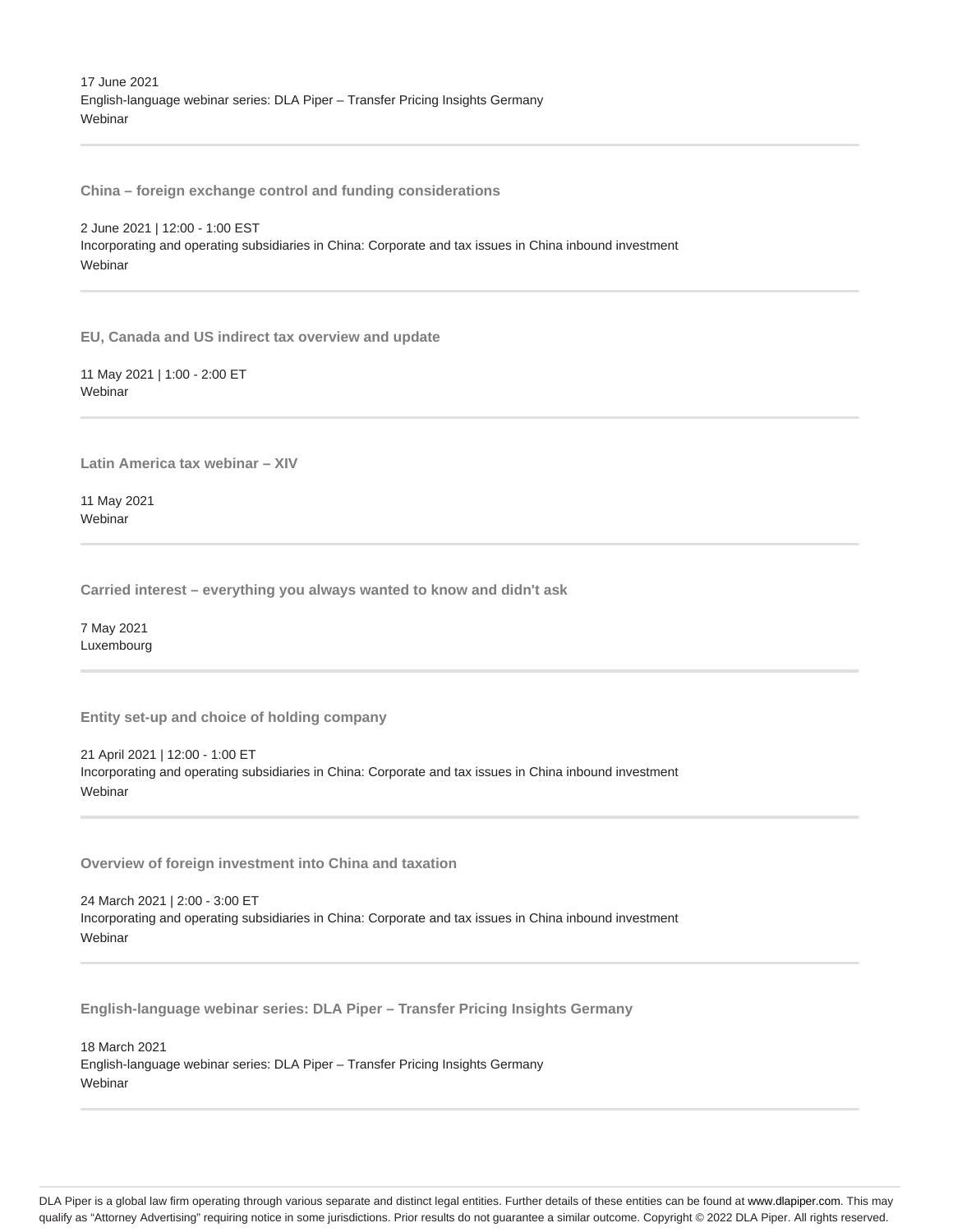17 June 2021
English-language webinar series: DLA Piper – Transfer Pricing Insights Germany
Webinar

---

**China – foreign exchange control and funding considerations**

2 June 2021 | 12:00 - 1:00 EST
Incorporating and operating subsidiaries in China: Corporate and tax issues in China inbound investment
Webinar

---

**EU, Canada and US indirect tax overview and update**

11 May 2021 | 1:00 - 2:00 ET
Webinar

---

**Latin America tax webinar – XIV**

11 May 2021
Webinar

---

**Carried interest – everything you always wanted to know and didn't ask**

7 May 2021
Luxembourg

---

**Entity set-up and choice of holding company**

21 April 2021 | 12:00 - 1:00 ET
Incorporating and operating subsidiaries in China: Corporate and tax issues in China inbound investment
Webinar

---

**Overview of foreign investment into China and taxation**

24 March 2021 | 2:00 - 3:00 ET
Incorporating and operating subsidiaries in China: Corporate and tax issues in China inbound investment
Webinar

---

**English-language webinar series: DLA Piper – Transfer Pricing Insights Germany**

18 March 2021
English-language webinar series: DLA Piper – Transfer Pricing Insights Germany
Webinar

---

DLA Piper is a global law firm operating through various separate and distinct legal entities. Further details of these entities can be found at www.dlapiper.com. This may qualify as "Attorney Advertising" requiring notice in some jurisdictions. Prior results do not guarantee a similar outcome. Copyright © 2022 DLA Piper. All rights reserved.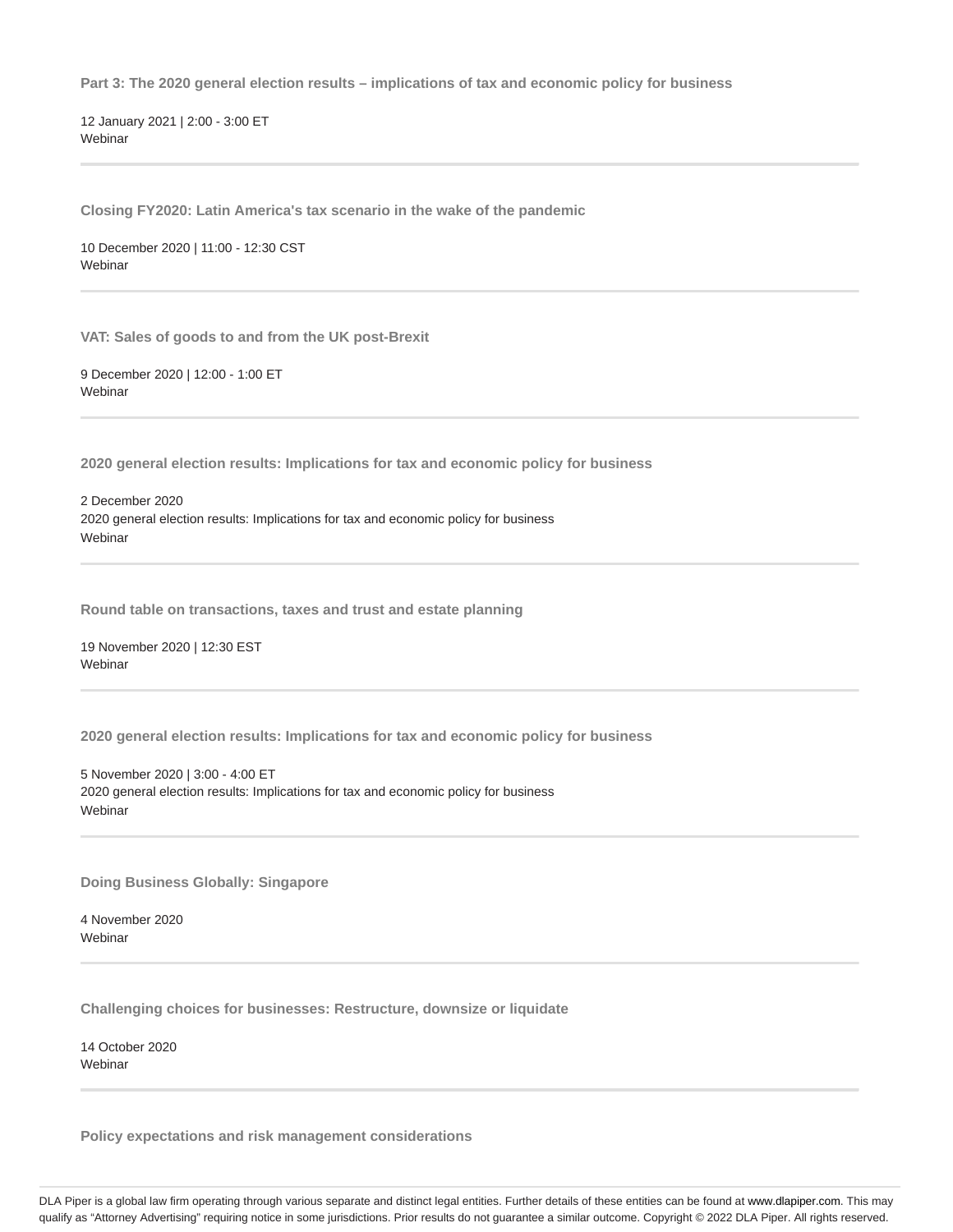**Part 3: The 2020 general election results – implications of tax and economic policy for business**

12 January 2021 | 2:00 - 3:00 ET
Webinar

---

**Closing FY2020: Latin America's tax scenario in the wake of the pandemic**

10 December 2020 | 11:00 - 12:30 CST
Webinar

---

**VAT: Sales of goods to and from the UK post-Brexit**

9 December 2020 | 12:00 - 1:00 ET
Webinar

---

**2020 general election results: Implications for tax and economic policy for business**

2 December 2020
2020 general election results: Implications for tax and economic policy for business
Webinar

---

**Round table on transactions, taxes and trust and estate planning**

19 November 2020 | 12:30 EST
Webinar

---

**2020 general election results: Implications for tax and economic policy for business**

5 November 2020 | 3:00 - 4:00 ET
2020 general election results: Implications for tax and economic policy for business
Webinar

---

**Doing Business Globally: Singapore**

4 November 2020
Webinar

---

**Challenging choices for businesses: Restructure, downsize or liquidate**

14 October 2020
Webinar

---

**Policy expectations and risk management considerations**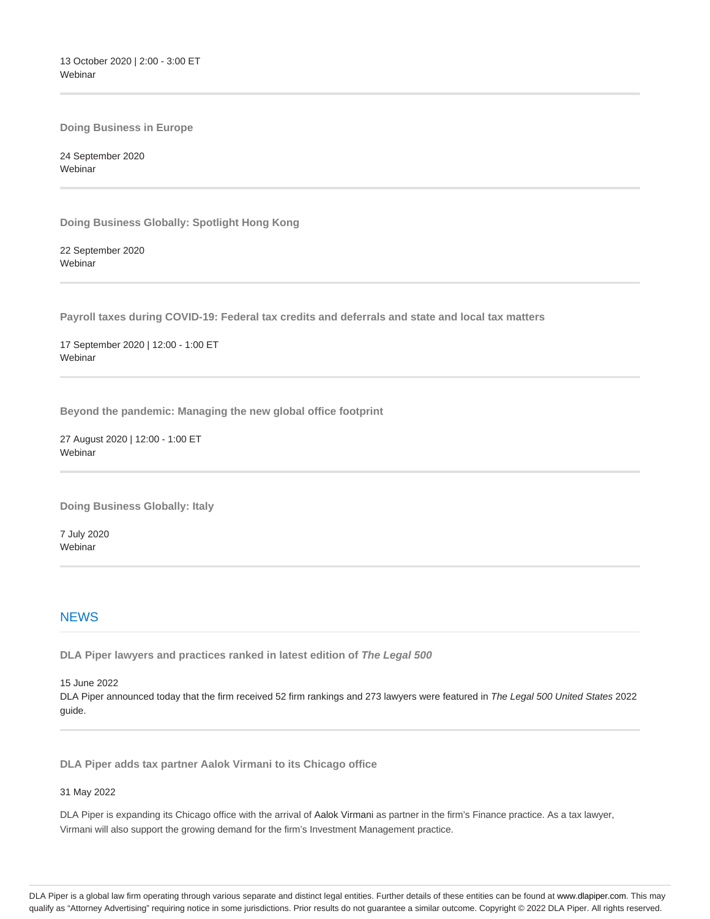13 October 2020 | 2:00 - 3:00 ET
Webinar

---

**Doing Business in Europe**

24 September 2020
Webinar

---

**Doing Business Globally: Spotlight Hong Kong**

22 September 2020
Webinar

---

**Payroll taxes during COVID-19: Federal tax credits and deferrals and state and local tax matters**

17 September 2020 | 12:00 - 1:00 ET
Webinar

---

**Beyond the pandemic: Managing the new global office footprint**

27 August 2020 | 12:00 - 1:00 ET
Webinar

---

**Doing Business Globally: Italy**

7 July 2020
Webinar

---

## NEWS

**DLA Piper lawyers and practices ranked in latest edition of *The Legal 500***

15 June 2022
DLA Piper announced today that the firm received 52 firm rankings and 273 lawyers were featured in *The Legal 500 United States* 2022 guide.

---

**DLA Piper adds tax partner Aalok Virmani to its Chicago office**

31 May 2022

DLA Piper is expanding its Chicago office with the arrival of Aalok Virmani as partner in the firm's Finance practice. As a tax lawyer, Virmani will also support the growing demand for the firm's Investment Management practice.

DLA Piper is a global law firm operating through various separate and distinct legal entities. Further details of these entities can be found at www.dlapiper.com. This may qualify as "Attorney Advertising" requiring notice in some jurisdictions. Prior results do not guarantee a similar outcome. Copyright © 2022 DLA Piper. All rights reserved.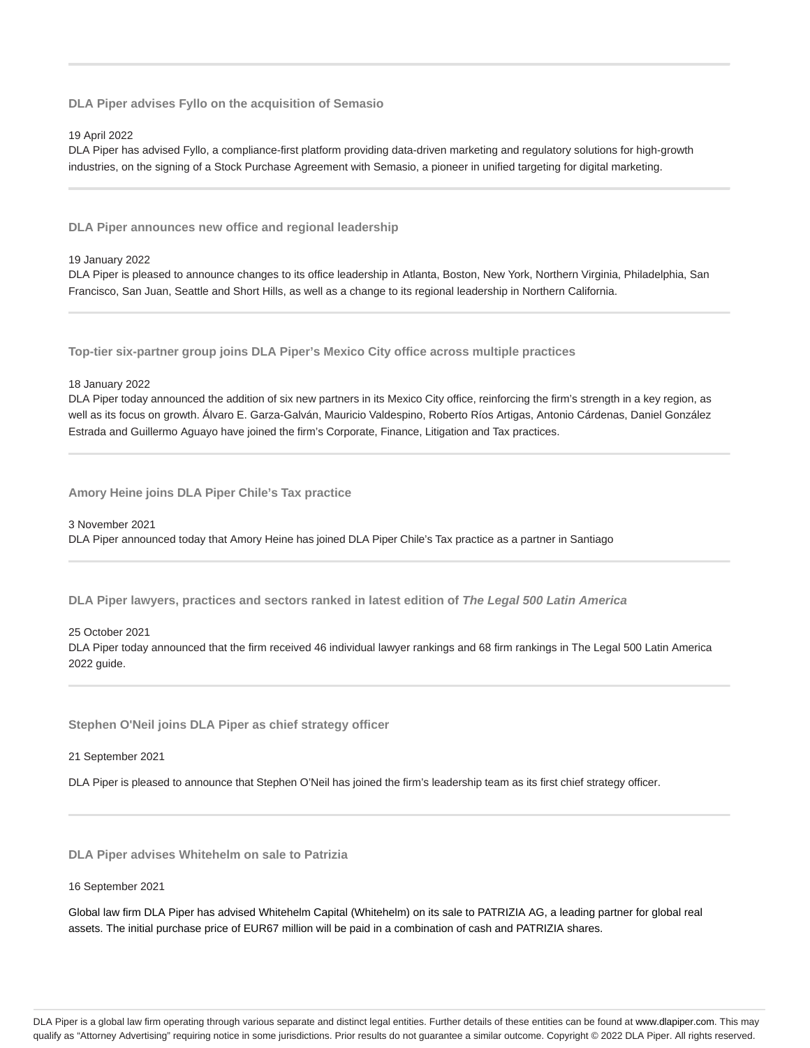### DLA Piper advises Fyllo on the acquisition of Semasio

19 April 2022

DLA Piper has advised Fyllo, a compliance-first platform providing data-driven marketing and regulatory solutions for high-growth industries, on the signing of a Stock Purchase Agreement with Semasio, a pioneer in unified targeting for digital marketing.

---

### DLA Piper announces new office and regional leadership

19 January 2022

DLA Piper is pleased to announce changes to its office leadership in Atlanta, Boston, New York, Northern Virginia, Philadelphia, San Francisco, San Juan, Seattle and Short Hills, as well as a change to its regional leadership in Northern California.

---

### Top-tier six-partner group joins DLA Piper's Mexico City office across multiple practices

18 January 2022

DLA Piper today announced the addition of six new partners in its Mexico City office, reinforcing the firm's strength in a key region, as well as its focus on growth. Álvaro E. Garza-Galván, Mauricio Valdespino, Roberto Ríos Artigas, Antonio Cárdenas, Daniel González Estrada and Guillermo Aguayo have joined the firm's Corporate, Finance, Litigation and Tax practices.

---

### Amory Heine joins DLA Piper Chile's Tax practice

3 November 2021

DLA Piper announced today that Amory Heine has joined DLA Piper Chile's Tax practice as a partner in Santiago

---

### DLA Piper lawyers, practices and sectors ranked in latest edition of *The Legal 500 Latin America*

25 October 2021

DLA Piper today announced that the firm received 46 individual lawyer rankings and 68 firm rankings in The Legal 500 Latin America 2022 guide.

---

### Stephen O'Neil joins DLA Piper as chief strategy officer

21 September 2021

DLA Piper is pleased to announce that Stephen O'Neil has joined the firm's leadership team as its first chief strategy officer.

---

### DLA Piper advises Whitehelm on sale to Patrizia

16 September 2021

Global law firm DLA Piper has advised Whitehelm Capital (Whitehelm) on its sale to PATRIZIA AG, a leading partner for global real assets. The initial purchase price of EUR67 million will be paid in a combination of cash and PATRIZIA shares.

DLA Piper is a global law firm operating through various separate and distinct legal entities. Further details of these entities can be found at www.dlapiper.com. This may qualify as "Attorney Advertising" requiring notice in some jurisdictions. Prior results do not guarantee a similar outcome. Copyright © 2022 DLA Piper. All rights reserved.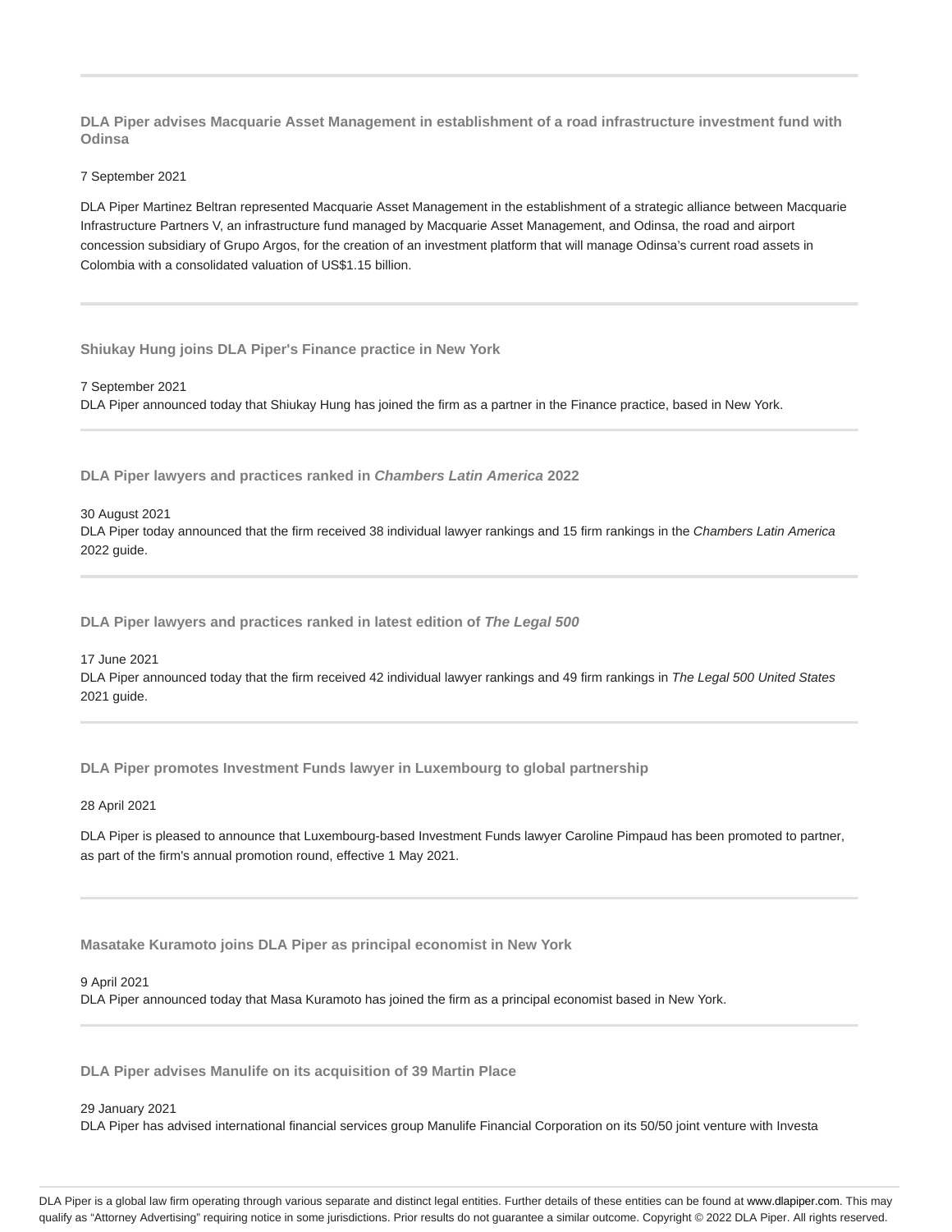### DLA Piper advises Macquarie Asset Management in establishment of a road infrastructure investment fund with Odinsa

7 September 2021

DLA Piper Martinez Beltran represented Macquarie Asset Management in the establishment of a strategic alliance between Macquarie Infrastructure Partners V, an infrastructure fund managed by Macquarie Asset Management, and Odinsa, the road and airport concession subsidiary of Grupo Argos, for the creation of an investment platform that will manage Odinsa's current road assets in Colombia with a consolidated valuation of US$1.15 billion.

---

### Shiukay Hung joins DLA Piper's Finance practice in New York

7 September 2021

DLA Piper announced today that Shiukay Hung has joined the firm as a partner in the Finance practice, based in New York.

---

### DLA Piper lawyers and practices ranked in *Chambers Latin America* 2022

30 August 2021

DLA Piper today announced that the firm received 38 individual lawyer rankings and 15 firm rankings in the *Chambers Latin America* 2022 guide.

---

### DLA Piper lawyers and practices ranked in latest edition of *The Legal 500*

17 June 2021

DLA Piper announced today that the firm received 42 individual lawyer rankings and 49 firm rankings in *The Legal 500 United States* 2021 guide.

---

### DLA Piper promotes Investment Funds lawyer in Luxembourg to global partnership

28 April 2021

DLA Piper is pleased to announce that Luxembourg-based Investment Funds lawyer Caroline Pimpaud has been promoted to partner, as part of the firm's annual promotion round, effective 1 May 2021.

---

### Masatake Kuramoto joins DLA Piper as principal economist in New York

9 April 2021

DLA Piper announced today that Masa Kuramoto has joined the firm as a principal economist based in New York.

---

### DLA Piper advises Manulife on its acquisition of 39 Martin Place

29 January 2021

DLA Piper has advised international financial services group Manulife Financial Corporation on its 50/50 joint venture with Investa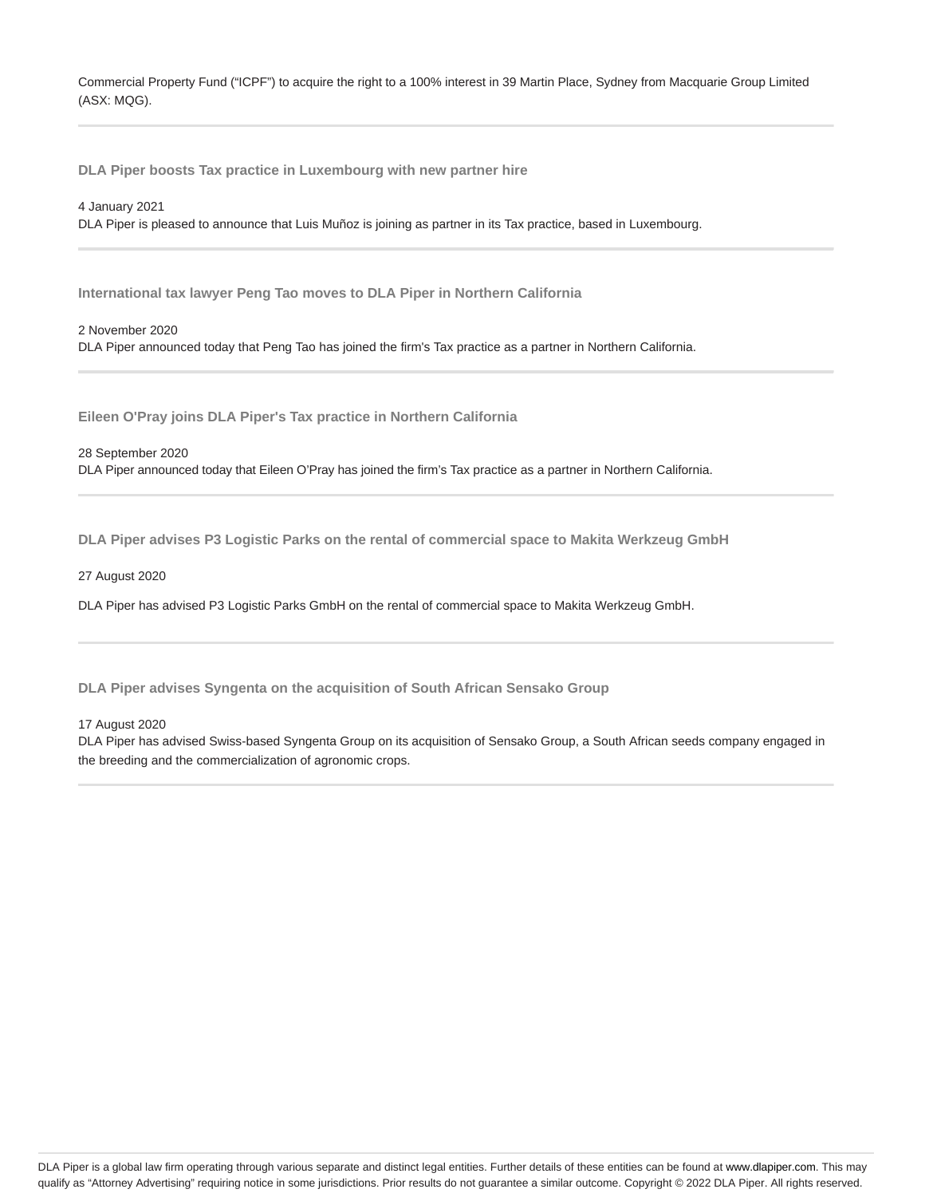Commercial Property Fund ("ICPF") to acquire the right to a 100% interest in 39 Martin Place, Sydney from Macquarie Group Limited (ASX: MQG).

---

**DLA Piper boosts Tax practice in Luxembourg with new partner hire**

4 January 2021
DLA Piper is pleased to announce that Luis Muñoz is joining as partner in its Tax practice, based in Luxembourg.

---

**International tax lawyer Peng Tao moves to DLA Piper in Northern California**

2 November 2020
DLA Piper announced today that Peng Tao has joined the firm's Tax practice as a partner in Northern California.

---

**Eileen O'Pray joins DLA Piper's Tax practice in Northern California**

28 September 2020
DLA Piper announced today that Eileen O'Pray has joined the firm's Tax practice as a partner in Northern California.

---

**DLA Piper advises P3 Logistic Parks on the rental of commercial space to Makita Werkzeug GmbH**

27 August 2020

DLA Piper has advised P3 Logistic Parks GmbH on the rental of commercial space to Makita Werkzeug GmbH.

---

**DLA Piper advises Syngenta on the acquisition of South African Sensako Group**

17 August 2020
DLA Piper has advised Swiss-based Syngenta Group on its acquisition of Sensako Group, a South African seeds company engaged in the breeding and the commercialization of agronomic crops.

---

DLA Piper is a global law firm operating through various separate and distinct legal entities. Further details of these entities can be found at www.dlapiper.com. This may qualify as "Attorney Advertising" requiring notice in some jurisdictions. Prior results do not guarantee a similar outcome. Copyright © 2022 DLA Piper. All rights reserved.